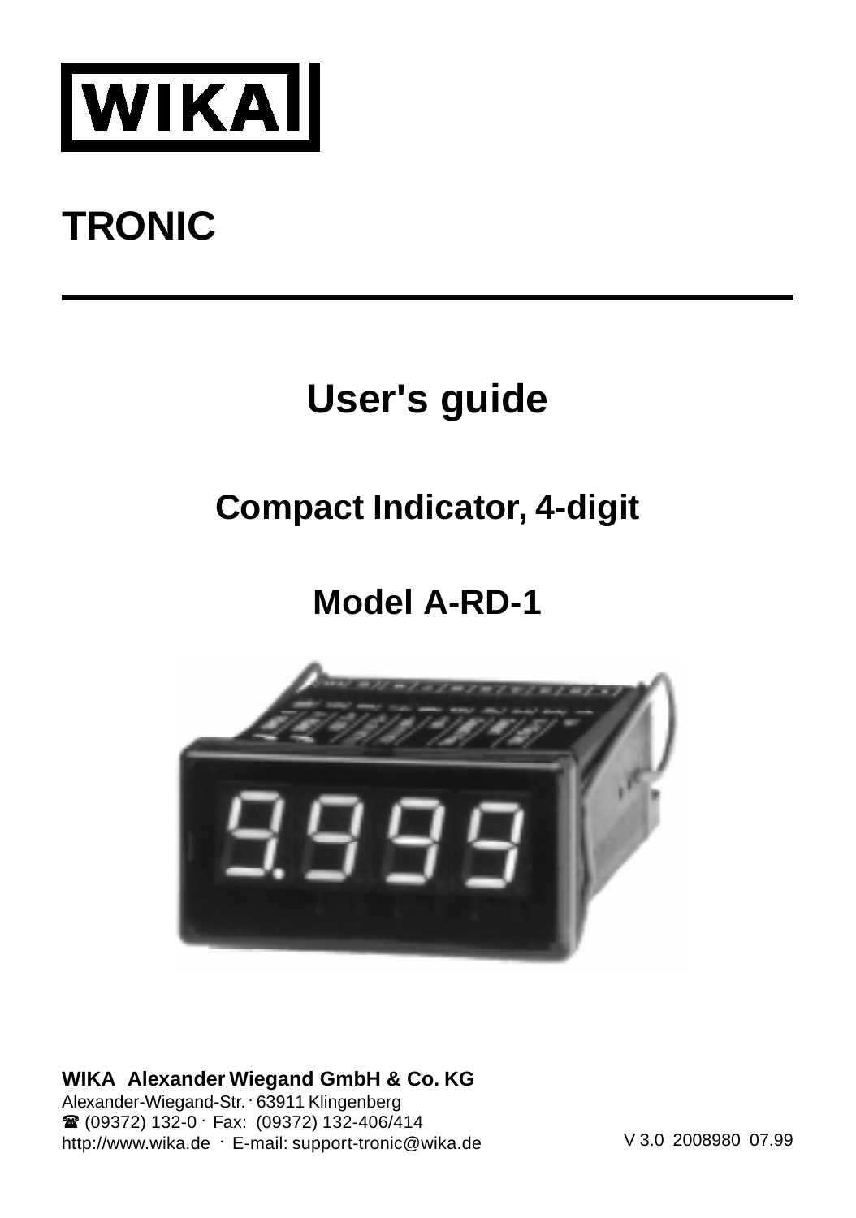WIKA

# TRONIC

# User's guide

## Compact Indicator, 4-digit

## Model A-RD-1

**WIKA Alexander Wiegand GmbH & Co. KG**
Alexander-Wiegand-Str. · 63911 Klingenberg
☎ (09372) 132-0 · Fax: (09372) 132-406/414
http://www.wika.de · E-mail: support-tronic@wika.de

V 3.0 2008980 07.99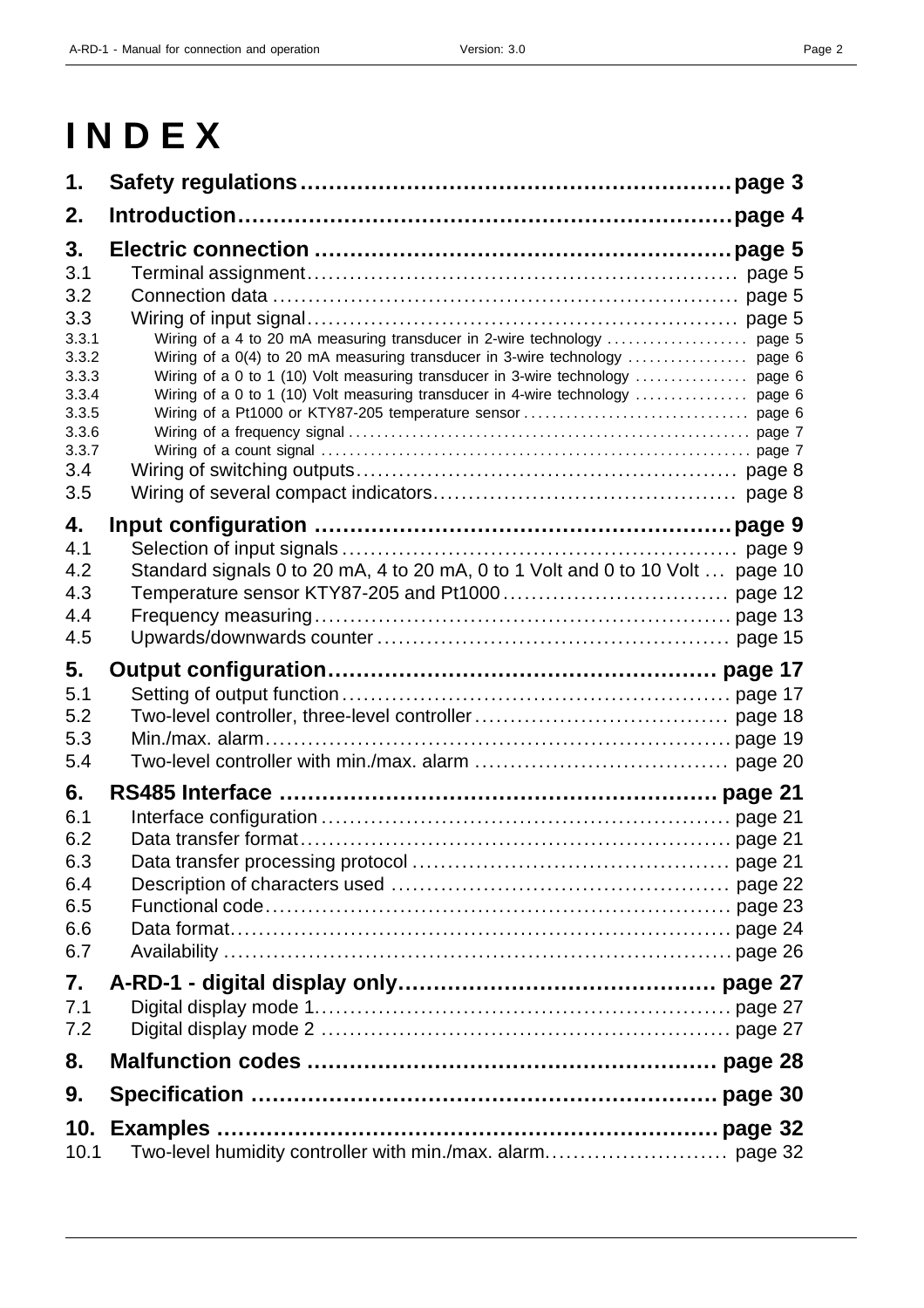# I N D E X

| | | |
|---|---|---|
| **1.** | **Safety regulations** | **page 3** |
| **2.** | **Introduction** | **page 4** |
| **3.** | **Electric connection** | **page 5** |
| 3.1 | Terminal assignment | page 5 |
| 3.2 | Connection data | page 5 |
| 3.3 | Wiring of input signal | page 5 |
| 3.3.1 | Wiring of a 4 to 20 mA measuring transducer in 2-wire technology | page 5 |
| 3.3.2 | Wiring of a 0(4) to 20 mA measuring transducer in 3-wire technology | page 6 |
| 3.3.3 | Wiring of a 0 to 1 (10) Volt measuring transducer in 3-wire technology | page 6 |
| 3.3.4 | Wiring of a 0 to 1 (10) Volt measuring transducer in 4-wire technology | page 6 |
| 3.3.5 | Wiring of a Pt1000 or KTY87-205 temperature sensor | page 6 |
| 3.3.6 | Wiring of a frequency signal | page 7 |
| 3.3.7 | Wiring of a count signal | page 7 |
| 3.4 | Wiring of switching outputs | page 8 |
| 3.5 | Wiring of several compact indicators | page 8 |
| **4.** | **Input configuration** | **page 9** |
| 4.1 | Selection of input signals | page 9 |
| 4.2 | Standard signals 0 to 20 mA, 4 to 20 mA, 0 to 1 Volt and 0 to 10 Volt | page 10 |
| 4.3 | Temperature sensor KTY87-205 and Pt1000 | page 12 |
| 4.4 | Frequency measuring | page 13 |
| 4.5 | Upwards/downwards counter | page 15 |
| **5.** | **Output configuration** | **page 17** |
| 5.1 | Setting of output function | page 17 |
| 5.2 | Two-level controller, three-level controller | page 18 |
| 5.3 | Min./max. alarm | page 19 |
| 5.4 | Two-level controller with min./max. alarm | page 20 |
| **6.** | **RS485 Interface** | **page 21** |
| 6.1 | Interface configuration | page 21 |
| 6.2 | Data transfer format | page 21 |
| 6.3 | Data transfer processing protocol | page 21 |
| 6.4 | Description of characters used | page 22 |
| 6.5 | Functional code | page 23 |
| 6.6 | Data format | page 24 |
| 6.7 | Availability | page 26 |
| **7.** | **A-RD-1 - digital display only** | **page 27** |
| 7.1 | Digital display mode 1 | page 27 |
| 7.2 | Digital display mode 2 | page 27 |
| **8.** | **Malfunction codes** | **page 28** |
| **9.** | **Specification** | **page 30** |
| **10.** | **Examples** | **page 32** |
| 10.1 | Two-level humidity controller with min./max. alarm. | page 32 |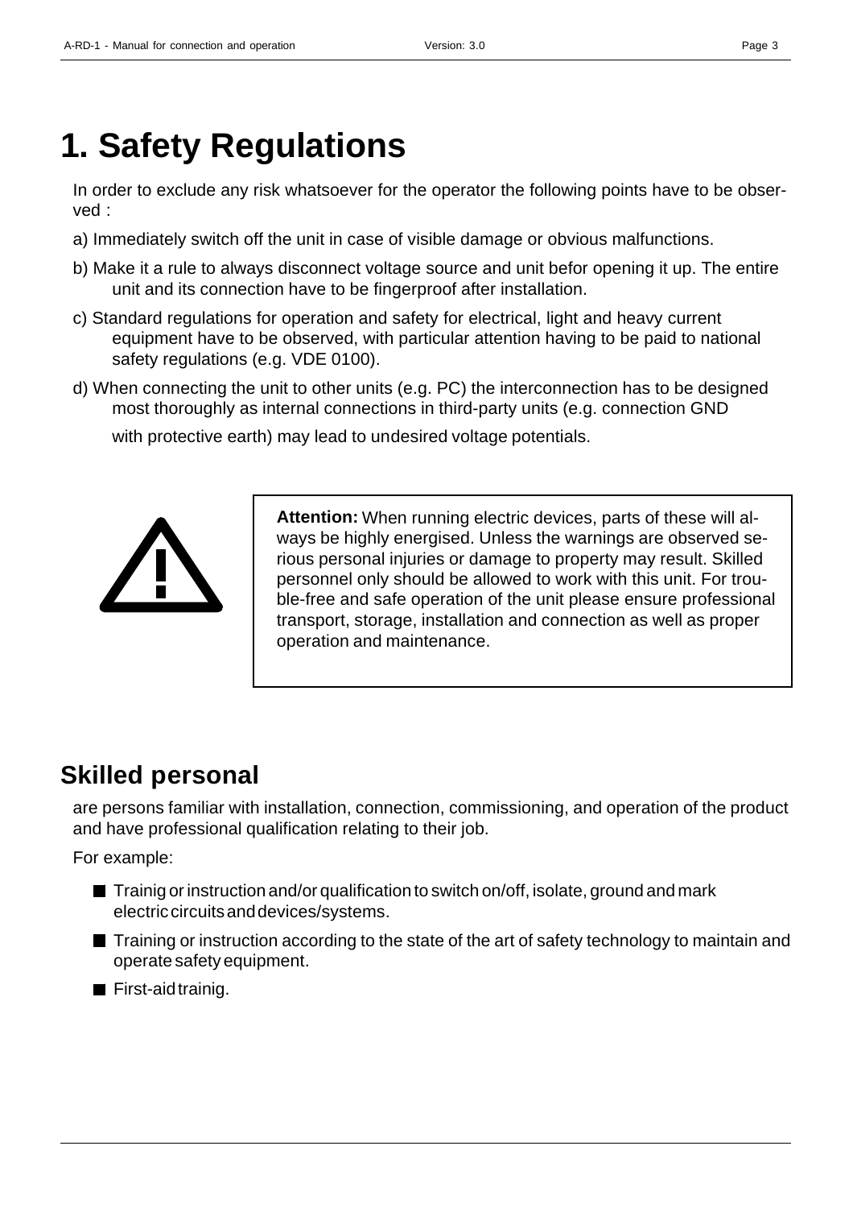# 1. Safety Regulations

In order to exclude any risk whatsoever for the operator the following points have to be observed :

a) Immediately switch off the unit in case of visible damage or obvious malfunctions.

b) Make it a rule to always disconnect voltage source and unit befor opening it up. The entire unit and its connection have to be fingerproof after installation.

c) Standard regulations for operation and safety for electrical, light and heavy current equipment have to be observed, with particular attention having to be paid to national safety regulations (e.g. VDE 0100).

d) When connecting the unit to other units (e.g. PC) the interconnection has to be designed most thoroughly as internal connections in third-party units (e.g. connection GND with protective earth) may lead to undesired voltage potentials.

**Attention:** When running electric devices, parts of these will always be highly energised. Unless the warnings are observed serious personal injuries or damage to property may result. Skilled personnel only should be allowed to work with this unit. For trouble-free and safe operation of the unit please ensure professional transport, storage, installation and connection as well as proper operation and maintenance.

## Skilled personal

are persons familiar with installation, connection, commissioning, and operation of the product and have professional qualification relating to their job.

For example:

- Trainig or instruction and/or qualification to switch on/off, isolate, ground and mark electric circuits and devices/systems.
- Training or instruction according to the state of the art of safety technology to maintain and operate safety equipment.
- First-aid trainig.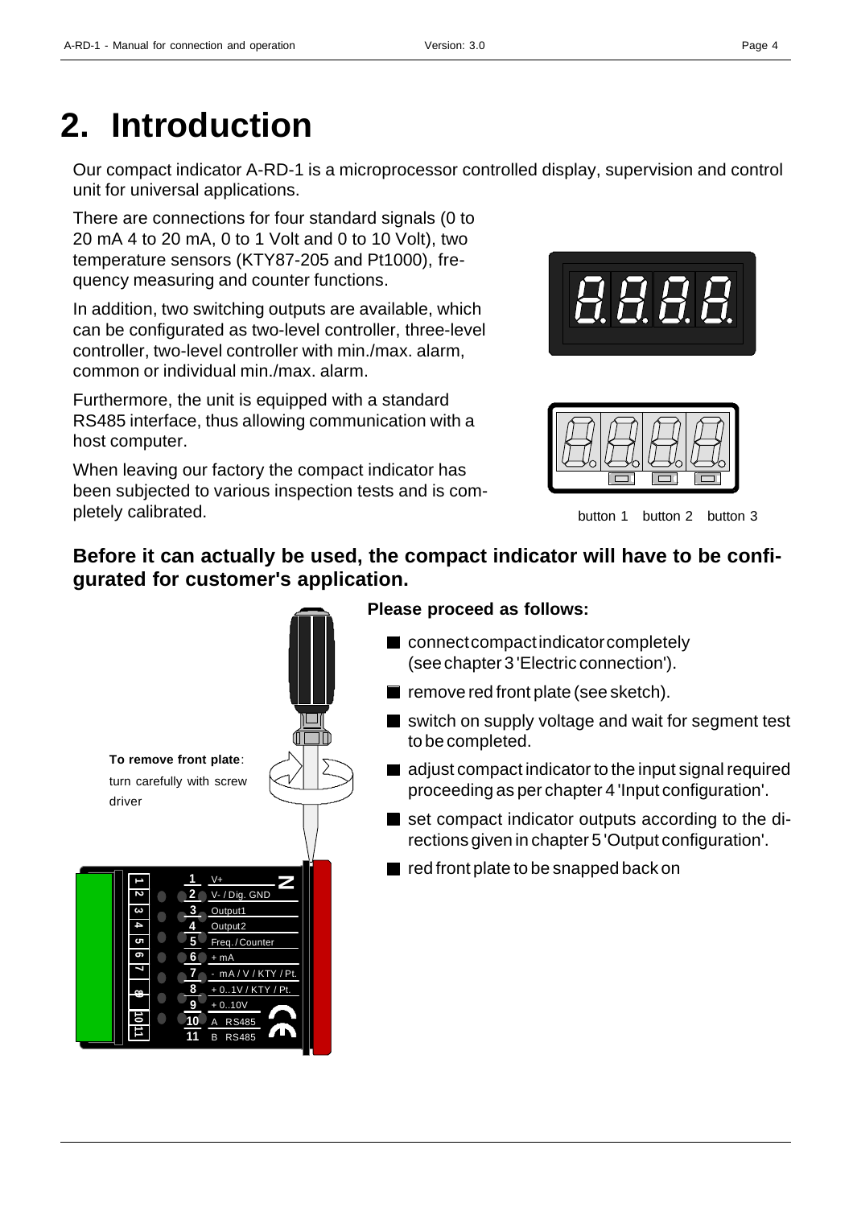# 2. Introduction

Our compact indicator A-RD-1 is a microprocessor controlled display, supervision and control unit for universal applications.

There are connections for four standard signals (0 to 20 mA 4 to 20 mA, 0 to 1 Volt and 0 to 10 Volt), two temperature sensors (KTY87-205 and Pt1000), frequency measuring and counter functions.

In addition, two switching outputs are available, which can be configurated as two-level controller, three-level controller, two-level controller with min./max. alarm, common or individual min./max. alarm.

Furthermore, the unit is equipped with a standard RS485 interface, thus allowing communication with a host computer.

When leaving our factory the compact indicator has been subjected to various inspection tests and is completely calibrated.

button 1 button 2 button 3

**Before it can actually be used, the compact indicator will have to be configurated for customer's application.**

**To remove front plate**: turn carefully with screw driver

| | |
|---|---|
| 1 | V+ |
| 2 | V- / Dig. GND |
| 3 | Output1 |
| 4 | Output2 |
| 5 | Freq. / Counter |
| 6 | + mA |
| 7 | - mA / V / KTY / Pt. |
| 8 | + 0..1V / KTY / Pt. |
| 9 | + 0..10V |
| 10 | A RS485 |
| 11 | B RS485 |

**Please proceed as follows:**

- connect compact indicator completely (see chapter 3 'Electric connection').
- remove red front plate (see sketch).
- switch on supply voltage and wait for segment test to be completed.
- adjust compact indicator to the input signal required proceeding as per chapter 4 'Input configuration'.
- set compact indicator outputs according to the directions given in chapter 5 'Output configuration'.
- red front plate to be snapped back on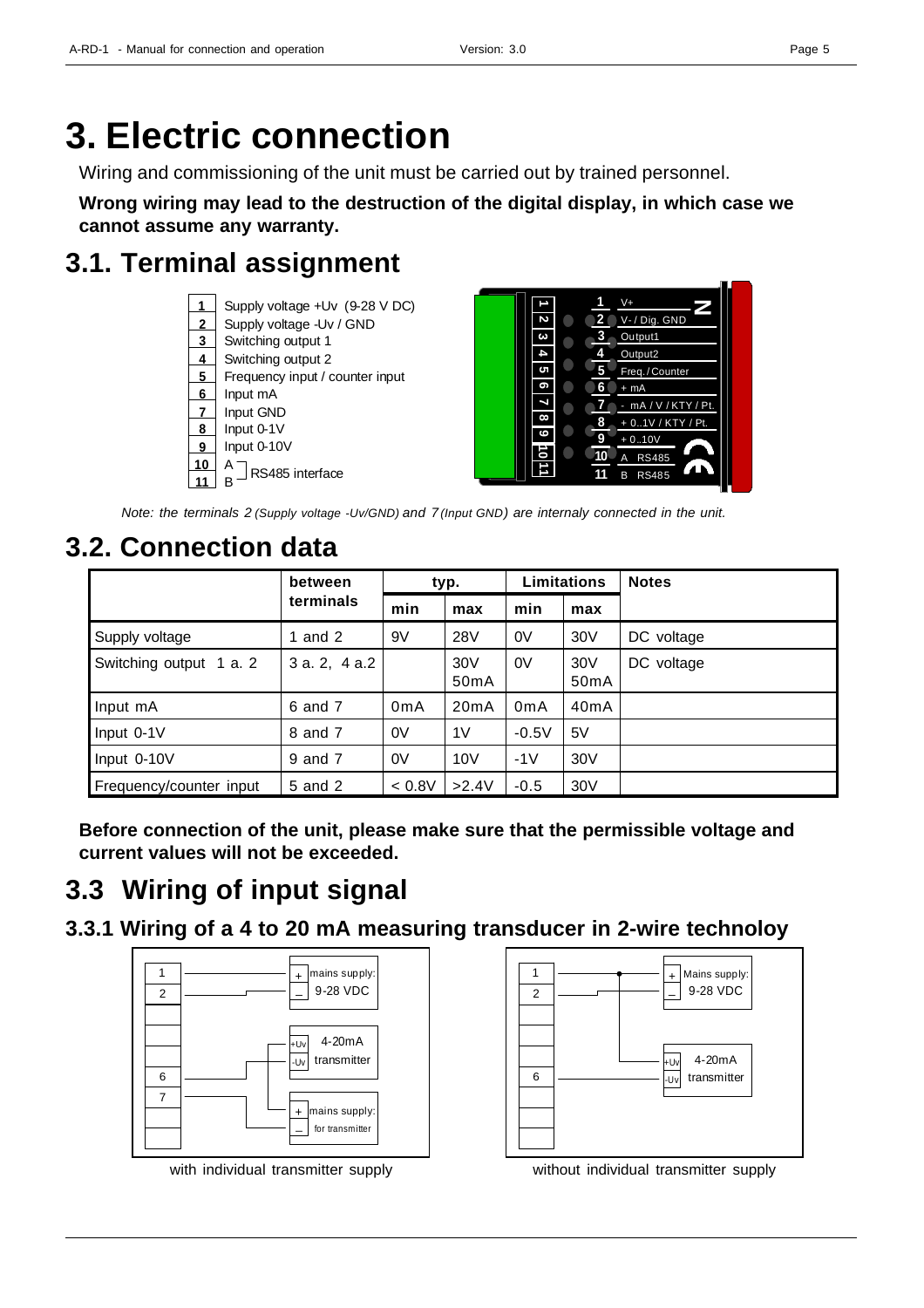# 3. Electric connection

Wiring and commissioning of the unit must be carried out by trained personnel.

**Wrong wiring may lead to the destruction of the digital display, in which case we cannot assume any warranty.**

## 3.1. Terminal assignment

| Terminal | Assignment |
|---|---|
| 1 | Supply voltage +Uv (9-28 V DC) |
| 2 | Supply voltage -Uv / GND |
| 3 | Switching output 1 |
| 4 | Switching output 2 |
| 5 | Frequency input / counter input |
| 6 | Input mA |
| 7 | Input GND |
| 8 | Input 0-1V |
| 9 | Input 0-10V |
| 10 | A – RS485 interface |
| 11 | B – RS485 interface |

*Note: the terminals 2 (Supply voltage -Uv/GND) and 7 (Input GND) are internaly connected in the unit.*

## 3.2. Connection data

| | between terminals | typ. | | Limitations | | Notes |
|---|---|---|---|---|---|---|
| | | min | max | min | max | |
| Supply voltage | 1 and 2 | 9V | 28V | 0V | 30V | DC voltage |
| Switching output 1 a. 2 | 3 a. 2, 4 a.2 | | 30V 50mA | 0V | 30V 50mA | DC voltage |
| Input mA | 6 and 7 | 0mA | 20mA | 0mA | 40mA | |
| Input 0-1V | 8 and 7 | 0V | 1V | -0.5V | 5V | |
| Input 0-10V | 9 and 7 | 0V | 10V | -1V | 30V | |
| Frequency/counter input | 5 and 2 | < 0.8V | >2.4V | -0.5 | 30V | |

**Before connection of the unit, please make sure that the permissible voltage and current values will not be exceeded.**

## 3.3 Wiring of input signal

### 3.3.1 Wiring of a 4 to 20 mA measuring transducer in 2-wire technoloy

with individual transmitter supply

without individual transmitter supply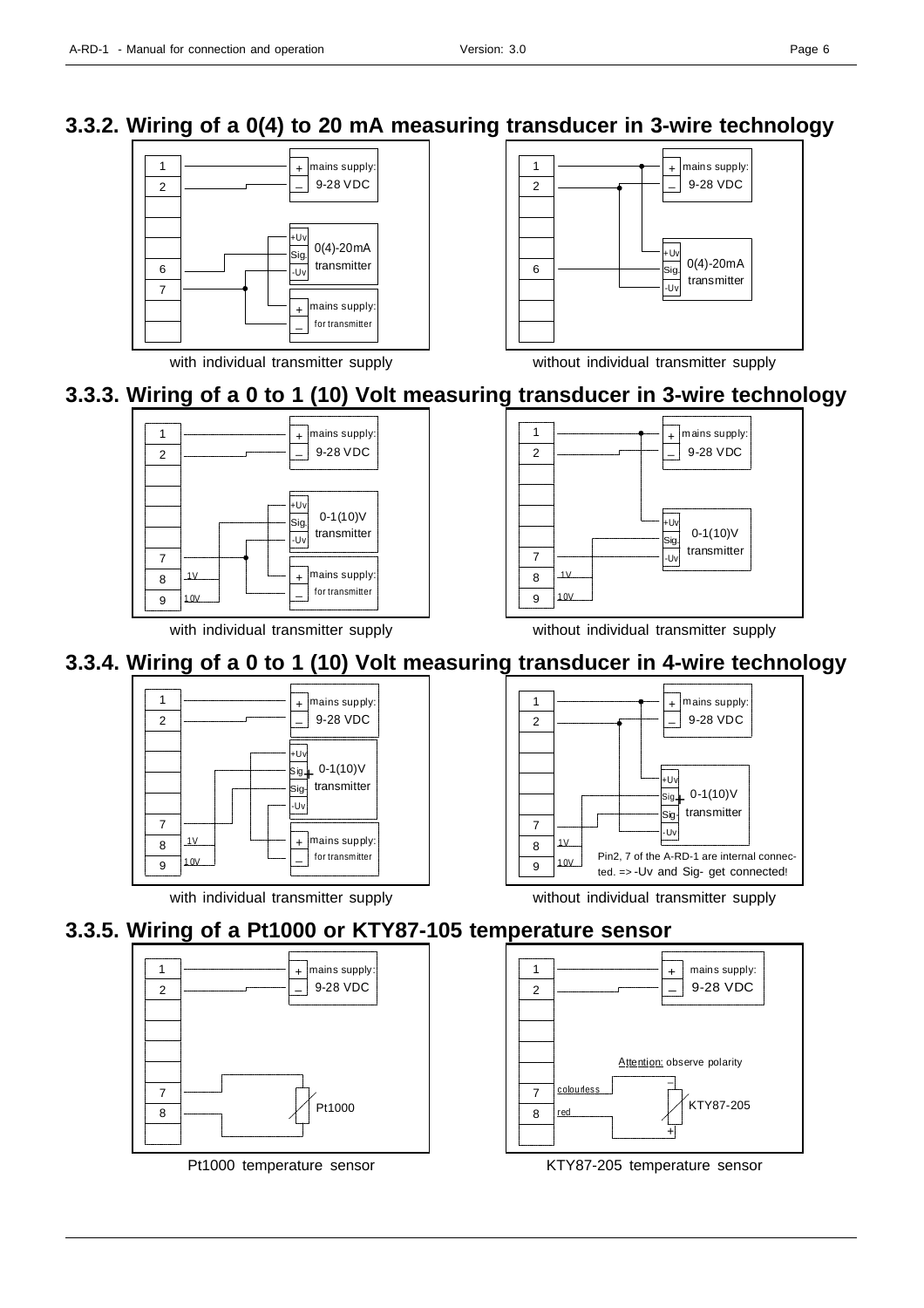## 3.3.2. Wiring of a 0(4) to 20 mA measuring transducer in 3-wire technology

1 — + mains supply: 9-28 VDC
2 — –
6, 7 — +Uv, Sig., -Uv 0(4)-20mA transmitter
+ / – mains supply: for transmitter

with individual transmitter supply

1 — + mains supply: 9-28 VDC
2 — –
6 — +Uv, Sig., -Uv 0(4)-20mA transmitter

without individual transmitter supply

## 3.3.3. Wiring of a 0 to 1 (10) Volt measuring transducer in 3-wire technology

1 — + mains supply: 9-28 VDC
2 — –
+Uv, Sig., -Uv 0-1(10)V transmitter
7
8 — 1V
9 — 10V
+ / – mains supply: for transmitter

with individual transmitter supply

1 — + mains supply: 9-28 VDC
2 — –
+Uv, Sig., -Uv 0-1(10)V transmitter
7
8 — 1V
9 — 10V

without individual transmitter supply

## 3.3.4. Wiring of a 0 to 1 (10) Volt measuring transducer in 4-wire technology

1 — + mains supply: 9-28 VDC
2 — –
+Uv, Sig+, Sig-, -Uv 0-1(10)V transmitter
7
8 — 1V
9 — 10V
+ / – mains supply: for transmitter

with individual transmitter supply

1 — + mains supply: 9-28 VDC
2 — –
+Uv, Sig+, Sig-, -Uv 0-1(10)V transmitter
7
8 — 1V
9 — 10V

Pin2, 7 of the A-RD-1 are internal connected. => -Uv and Sig- get connected!

without individual transmitter supply

## 3.3.5. Wiring of a Pt1000 or KTY87-105 temperature sensor

1 — + mains supply: 9-28 VDC
2 — –
7, 8 — Pt1000

Pt1000 temperature sensor

1 — + mains supply: 9-28 VDC
2 — –
Attention: observe polarity
7 — colourless (–)
8 — red (+)
KTY87-205

KTY87-205 temperature sensor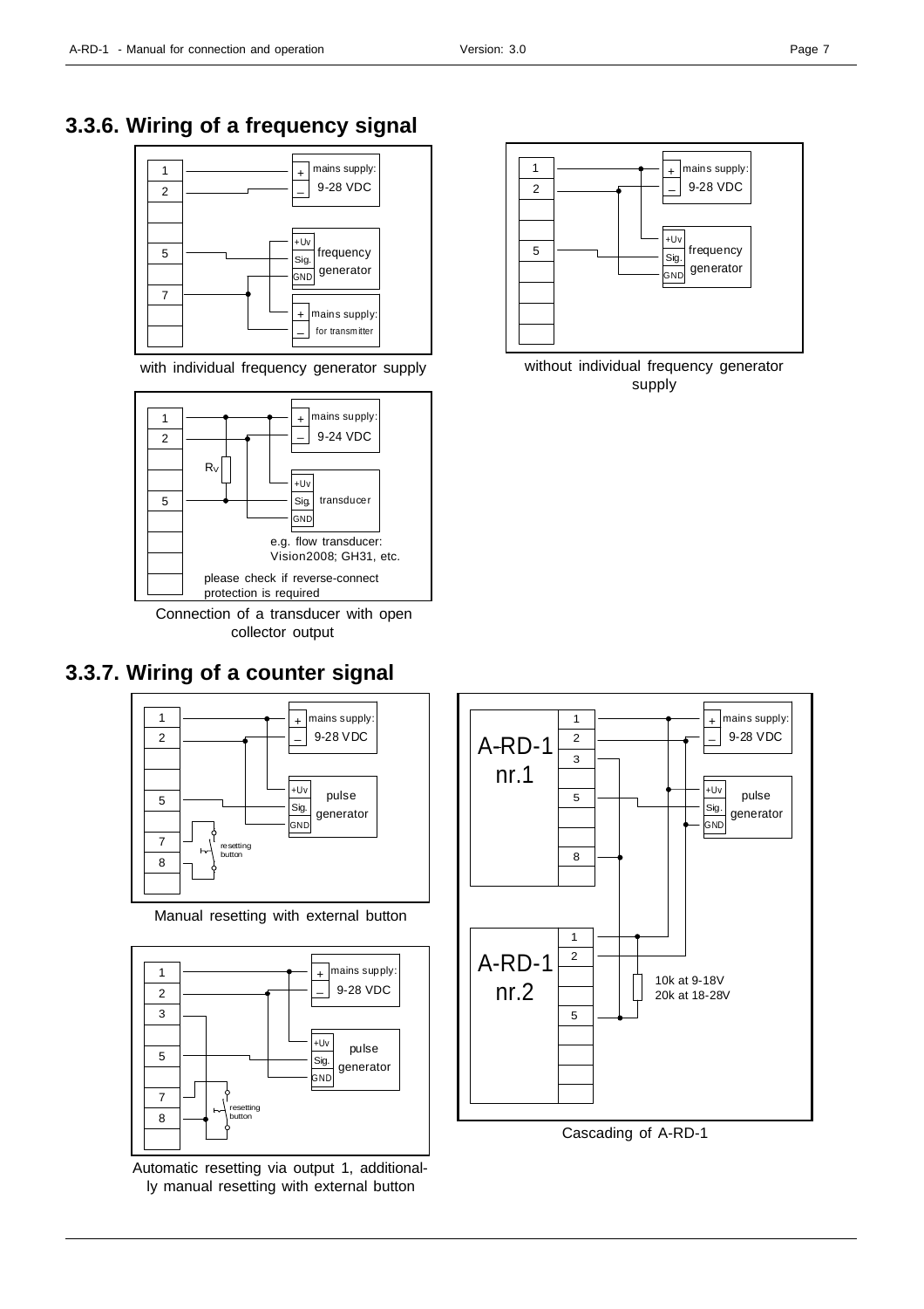## 3.3.6. Wiring of a frequency signal

1
2

5

7

mains supply: 9-28 VDC

+Uv
Sig.
GND
frequency generator

mains supply: for transmitter

with individual frequency generator supply

1
2

5

mains supply: 9-28 VDC

+Uv
Sig.
GND
frequency generator

without individual frequency generator supply

1
2

5

$R_V$

mains supply: 9-24 VDC

+Uv
Sig.
GND
transducer

e.g. flow transducer: Vision2008; GH31, etc.

please check if reverse-connect protection is required

Connection of a transducer with open collector output

## 3.3.7. Wiring of a counter signal

1
2

5

7
8

mains supply: 9-28 VDC

+Uv
Sig.
GND
pulse generator

resetting button

Manual resetting with external button

1
2
3

5

7
8

mains supply: 9-28 VDC

+Uv
Sig.
GND
pulse generator

resetting button

Automatic resetting via output 1, additionally manual resetting with external button

A-RD-1 nr.1

1
2
3

5

8

A-RD-1 nr.2

1
2

5

mains supply: 9-28 VDC

+Uv
Sig.
GND
pulse generator

10k at 9-18V
20k at 18-28V

Cascading of A-RD-1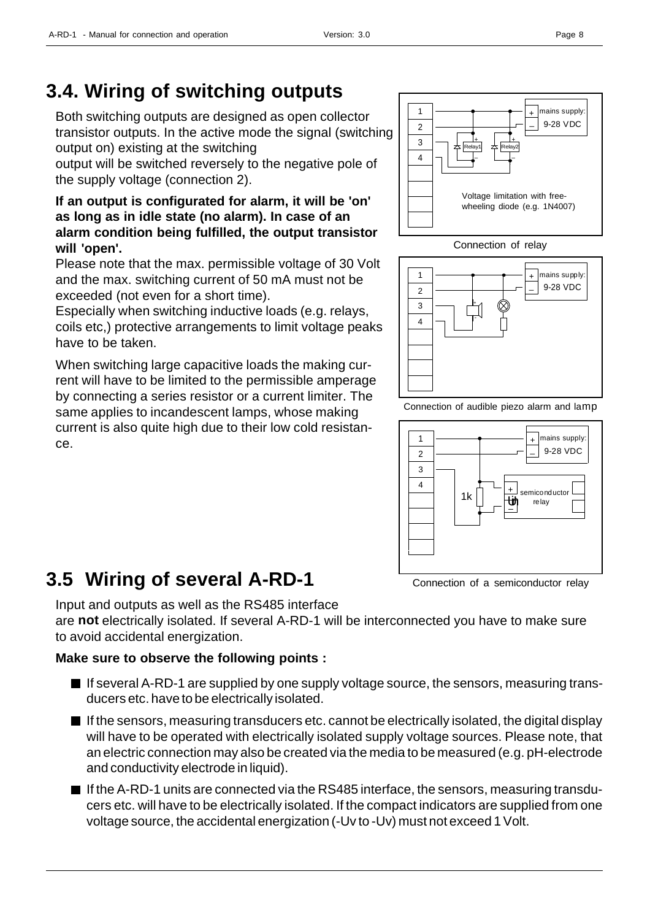## 3.4. Wiring of switching outputs

Both switching outputs are designed as open collector transistor outputs. In the active mode the signal (switching output on) existing at the switching output will be switched reversely to the negative pole of the supply voltage (connection 2).

**If an output is configurated for alarm, it will be 'on' as long as in idle state (no alarm). In case of an alarm condition being fulfilled, the output transistor will 'open'.**

Please note that the max. permissible voltage of 30 Volt and the max. switching current of 50 mA must not be exceeded (not even for a short time).

Especially when switching inductive loads (e.g. relays, coils etc,) protective arrangements to limit voltage peaks have to be taken.

When switching large capacitive loads the making current will have to be limited to the permissible amperage by connecting a series resistor or a current limiter. The same applies to incandescent lamps, whose making current is also quite high due to their low cold resistance.

Voltage limitation with free-wheeling diode (e.g. 1N4007)

Connection of relay

Connection of audible piezo alarm and lamp

Connection of a semiconductor relay

## 3.5 Wiring of several A-RD-1

Input and outputs as well as the RS485 interface are **not** electrically isolated. If several A-RD-1 will be interconnected you have to make sure to avoid accidental energization.

**Make sure to observe the following points :**

- If several A-RD-1 are supplied by one supply voltage source, the sensors, measuring transducers etc. have to be electrically isolated.
- If the sensors, measuring transducers etc. cannot be electrically isolated, the digital display will have to be operated with electrically isolated supply voltage sources. Please note, that an electric connection may also be created via the media to be measured (e.g. pH-electrode and conductivity electrode in liquid).
- If the A-RD-1 units are connected via the RS485 interface, the sensors, measuring transducers etc. will have to be electrically isolated. If the compact indicators are supplied from one voltage source, the accidental energization (-Uv to -Uv) must not exceed 1 Volt.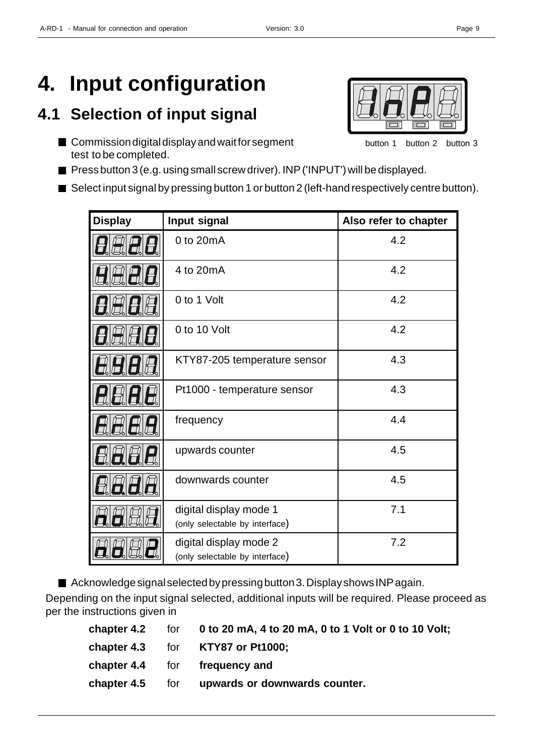# 4. Input configuration

## 4.1 Selection of input signal

button 1 button 2 button 3

- Commission digital display and wait for segment test to be completed.
- Press button 3 (e.g. using small screw driver). INP ('INPUT') will be displayed.
- Select input signal by pressing button 1 or button 2 (left-hand respectively centre button).

| Display | Input signal | Also refer to chapter |
|---|---|---|
| 0-20 | 0 to 20mA | 4.2 |
| 4-20 | 4 to 20mA | 4.2 |
| 0-01 | 0 to 1 Volt | 4.2 |
| 0-10 | 0 to 10 Volt | 4.2 |
| tY87 | KTY87-205 temperature sensor | 4.3 |
| PtAt | Pt1000 - temperature sensor | 4.3 |
| FrEq | frequency | 4.4 |
| Co.uP | upwards counter | 4.5 |
| Co.dn | downwards counter | 4.5 |
| nd 1 | digital display mode 1 (only selectable by interface) | 7.1 |
| nd 2 | digital display mode 2 (only selectable by interface) | 7.2 |

- Acknowledge signal selected by pressing button 3. Display shows INP again.

Depending on the input signal selected, additional inputs will be required. Please proceed as per the instructions given in

**chapter 4.2** for **0 to 20 mA, 4 to 20 mA, 0 to 1 Volt or 0 to 10 Volt;**

**chapter 4.3** for **KTY87 or Pt1000;**

**chapter 4.4** for **frequency and**

**chapter 4.5** for **upwards or downwards counter.**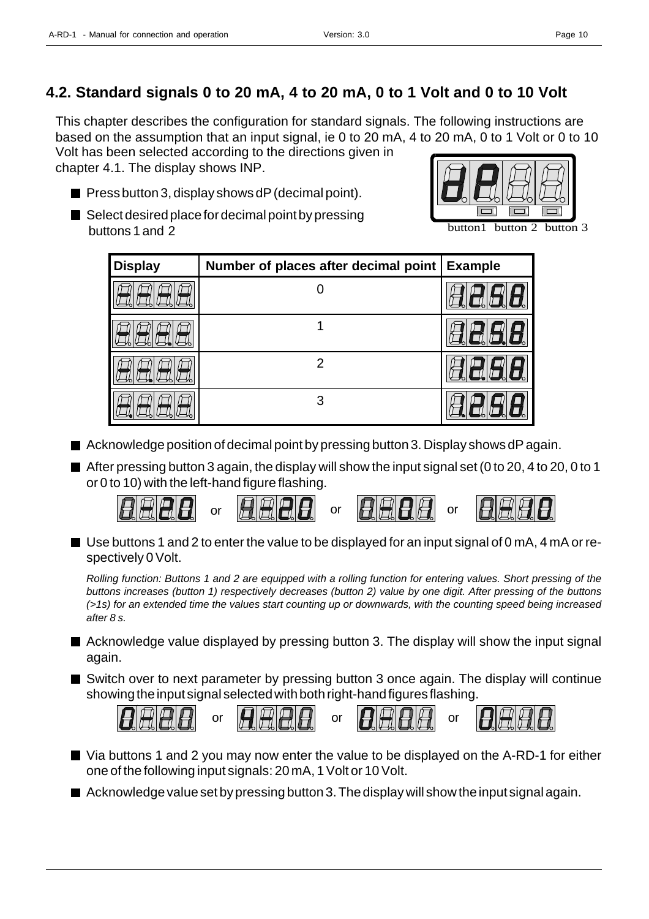## 4.2. Standard signals 0 to 20 mA, 4 to 20 mA, 0 to 1 Volt and 0 to 10 Volt

This chapter describes the configuration for standard signals. The following instructions are based on the assumption that an input signal, ie 0 to 20 mA, 4 to 20 mA, 0 to 1 Volt or 0 to 10 Volt has been selected according to the directions given in chapter 4.1. The display shows INP.

- Press button 3, display shows dP (decimal point).
- Select desired place for decimal point by pressing buttons 1 and 2

button1 button 2 button 3

| Display | Number of places after decimal point | Example |
|---|---|---|
| ---- | 0 | 258 |
| ---.- | 1 | 25.8 |
| --.-- | 2 | 2.58 |
| -.--- | 3 | .258 |

- Acknowledge position of decimal point by pressing button 3. Display shows dP again.
- After pressing button 3 again, the display will show the input signal set (0 to 20, 4 to 20, 0 to 1 or 0 to 10) with the left-hand figure flashing.

0-20 or 4-20 or 0-01 or 0-10

- Use buttons 1 and 2 to enter the value to be displayed for an input signal of 0 mA, 4 mA or respectively 0 Volt.

*Rolling function: Buttons 1 and 2 are equipped with a rolling function for entering values. Short pressing of the buttons increases (button 1) respectively decreases (button 2) value by one digit. After pressing of the buttons (>1s) for an extended time the values start counting up or downwards, with the counting speed being increased after 8 s.*

- Acknowledge value displayed by pressing button 3. The display will show the input signal again.
- Switch over to next parameter by pressing button 3 once again. The display will continue showing the input signal selected with both right-hand figures flashing.

0-20 or 4-20 or 0-01 or 0-10

- Via buttons 1 and 2 you may now enter the value to be displayed on the A-RD-1 for either one of the following input signals: 20 mA, 1 Volt or 10 Volt.
- Acknowledge value set by pressing button 3. The display will show the input signal again.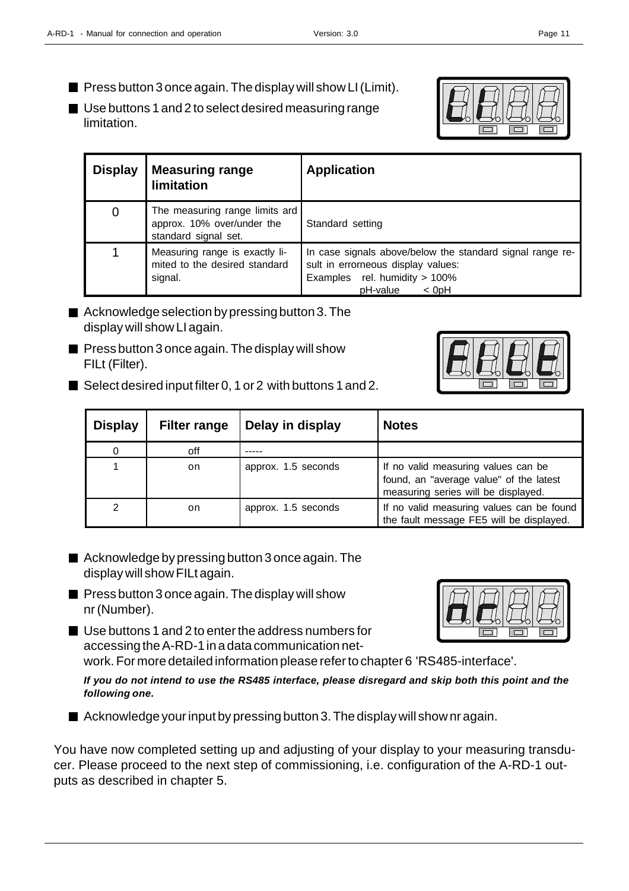- Press button 3 once again. The display will show LI (Limit).
- Use buttons 1 and 2 to select desired measuring range limitation.

| Display | Measuring range limitation | Application |
|---|---|---|
| 0 | The measuring range limits ard approx. 10% over/under the standard signal set. | Standard setting |
| 1 | Measuring range is exactly limited to the desired standard signal. | In case signals above/below the standard signal range result in errorneous display values: Examples rel. humidity > 100% pH-value < 0pH |

- Acknowledge selection by pressing button 3. The display will show LI again.
- Press button 3 once again. The display will show FILt (Filter).
- Select desired input filter 0, 1 or 2 with buttons 1 and 2.

| Display | Filter range | Delay in display | Notes |
|---|---|---|---|
| 0 | off | ----- | |
| 1 | on | approx. 1.5 seconds | If no valid measuring values can be found, an "average value" of the latest measuring series will be displayed. |
| 2 | on | approx. 1.5 seconds | If no valid measuring values can be found the fault message FE5 will be displayed. |

- Acknowledge by pressing button 3 once again. The display will show FILt again.
- Press button 3 once again. The display will show nr (Number).
- Use buttons 1 and 2 to enter the address numbers for accessing the A-RD-1 in a data communication network. For more detailed information please refer to chapter 6 'RS485-interface'.

***If you do not intend to use the RS485 interface, please disregard and skip both this point and the following one.***

- Acknowledge your input by pressing button 3. The display will show nr again.

You have now completed setting up and adjusting of your display to your measuring transducer. Please proceed to the next step of commissioning, i.e. configuration of the A-RD-1 outputs as described in chapter 5.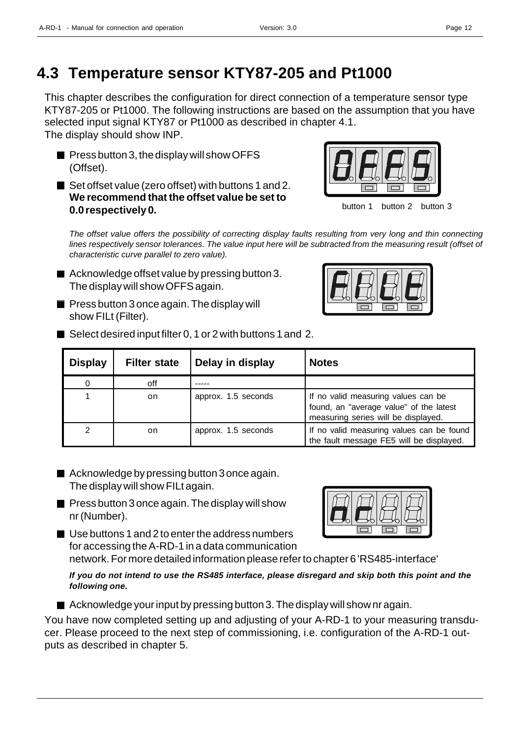# 4.3 Temperature sensor KTY87-205 and Pt1000

This chapter describes the configuration for direct connection of a temperature sensor type KTY87-205 or Pt1000. The following instructions are based on the assumption that you have selected input signal KTY87 or Pt1000 as described in chapter 4.1.
The display should show INP.

- Press button 3, the display will show OFFS (Offset).
- Set offset value (zero offset) with buttons 1 and 2. **We recommend that the offset value be set to 0.0 respectively 0.**

button 1 button 2 button 3

*The offset value offers the possibility of correcting display faults resulting from very long and thin connecting lines respectively sensor tolerances. The value input here will be subtracted from the measuring result (offset of characteristic curve parallel to zero value).*

- Acknowledge offset value by pressing button 3. The display will show OFFS again.
- Press button 3 once again. The display will show FILt (Filter).
- Select desired input filter 0, 1 or 2 with buttons 1 and 2.

| Display | Filter state | Delay in display | Notes |
|---|---|---|---|
| 0 | off | ----- | |
| 1 | on | approx. 1.5 seconds | If no valid measuring values can be found, an "average value" of the latest measuring series will be displayed. |
| 2 | on | approx. 1.5 seconds | If no valid measuring values can be found the fault message FE5 will be displayed. |

- Acknowledge by pressing button 3 once again. The display will show FILt again.
- Press button 3 once again. The display will show nr (Number).
- Use buttons 1 and 2 to enter the address numbers for accessing the A-RD-1 in a data communication network. For more detailed information please refer to chapter 6 'RS485-interface'

***If you do not intend to use the RS485 interface, please disregard and skip both this point and the following one.***

- Acknowledge your input by pressing button 3. The display will show nr again.

You have now completed setting up and adjusting of your A-RD-1 to your measuring transducer. Please proceed to the next step of commissioning, i.e. configuration of the A-RD-1 outputs as described in chapter 5.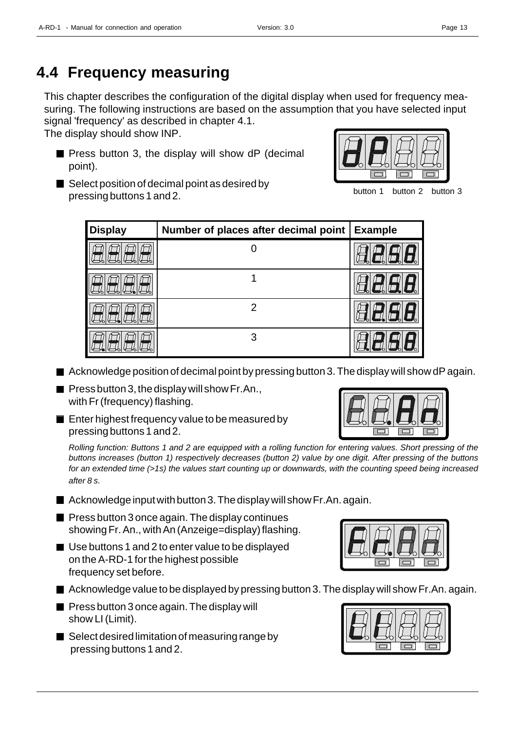# 4.4 Frequency measuring

This chapter describes the configuration of the digital display when used for frequency measuring. The following instructions are based on the assumption that you have selected input signal 'frequency' as described in chapter 4.1.
The display should show INP.

- Press button 3, the display will show dP (decimal point).
- Select position of decimal point as desired by pressing buttons 1 and 2.

button 1 button 2 button 3

| Display | Number of places after decimal point | Example |
|---|---|---|
| | 0 | |
| | 1 | |
| | 2 | |
| | 3 | |

- Acknowledge position of decimal point by pressing button 3. The display will show dP again.
- Press button 3, the display will show Fr.An., with Fr (frequency) flashing.
- Enter highest frequency value to be measured by pressing buttons 1 and 2.

*Rolling function: Buttons 1 and 2 are equipped with a rolling function for entering values. Short pressing of the buttons increases (button 1) respectively decreases (button 2) value by one digit. After pressing of the buttons for an extended time (>1s) the values start counting up or downwards, with the counting speed being increased after 8 s.*

- Acknowledge input with button 3. The display will show Fr.An. again.
- Press button 3 once again. The display continues showing Fr. An., with An (Anzeige=display) flashing.
- Use buttons 1 and 2 to enter value to be displayed on the A-RD-1 for the highest possible frequency set before.
- Acknowledge value to be displayed by pressing button 3. The display will show Fr.An. again.
- Press button 3 once again. The display will show LI (Limit).
- Select desired limitation of measuring range by pressing buttons 1 and 2.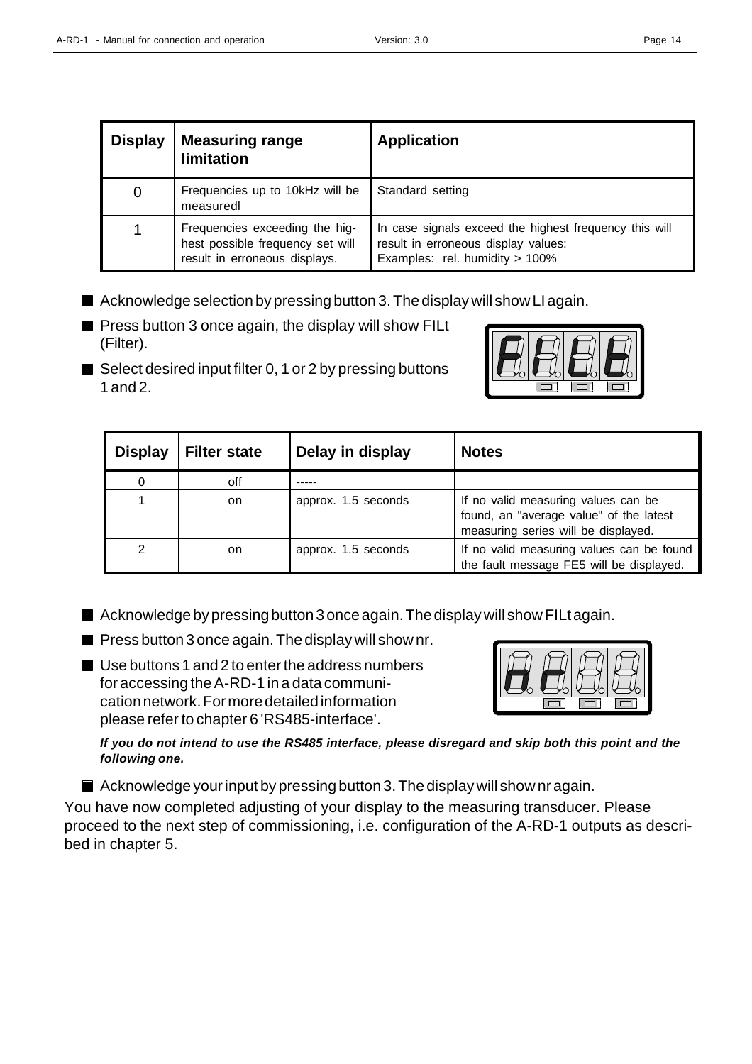| Display | Measuring range limitation | Application |
|---|---|---|
| 0 | Frequencies up to 10kHz will be measuredl | Standard setting |
| 1 | Frequencies exceeding the highest possible frequency set will result in erroneous displays. | In case signals exceed the highest frequency this will result in erroneous display values: Examples: rel. humidity > 100% |

- Acknowledge selection by pressing button 3. The display will show LI again.
- Press button 3 once again, the display will show FILt (Filter).
- Select desired input filter 0, 1 or 2 by pressing buttons 1 and 2.

| Display | Filter state | Delay in display | Notes |
|---|---|---|---|
| 0 | off | ----- | |
| 1 | on | approx. 1.5 seconds | If no valid measuring values can be found, an "average value" of the latest measuring series will be displayed. |
| 2 | on | approx. 1.5 seconds | If no valid measuring values can be found the fault message FE5 will be displayed. |

- Acknowledge by pressing button 3 once again. The display will show FILt again.
- Press button 3 once again. The display will show nr.
- Use buttons 1 and 2 to enter the address numbers for accessing the A-RD-1 in a data communication network. For more detailed information please refer to chapter 6 'RS485-interface'.

***If you do not intend to use the RS485 interface, please disregard and skip both this point and the following one.***

- Acknowledge your input by pressing button 3. The display will show nr again.

You have now completed adjusting of your display to the measuring transducer. Please proceed to the next step of commissioning, i.e. configuration of the A-RD-1 outputs as described in chapter 5.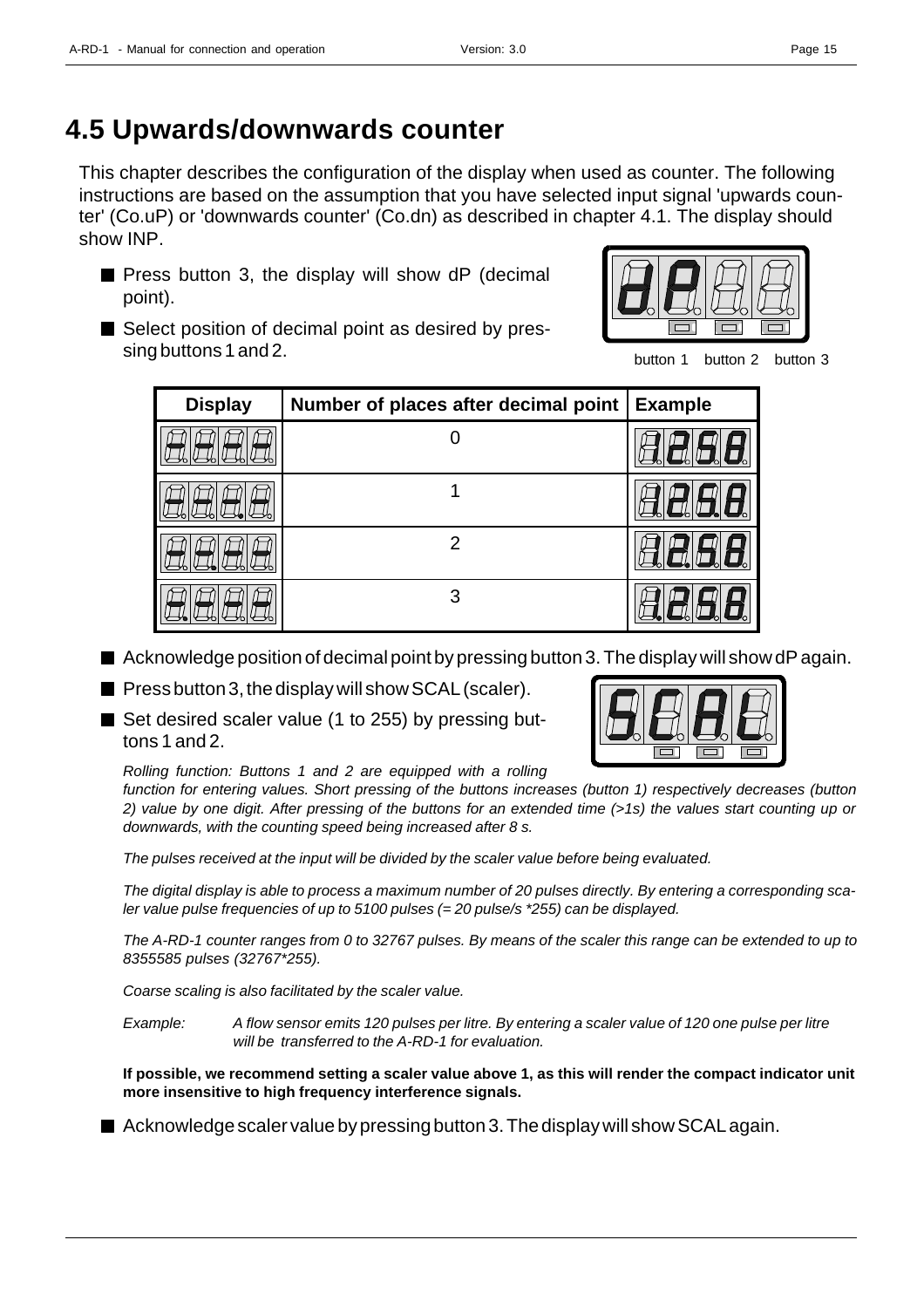# 4.5 Upwards/downwards counter

This chapter describes the configuration of the display when used as counter. The following instructions are based on the assumption that you have selected input signal 'upwards counter' (Co.uP) or 'downwards counter' (Co.dn) as described in chapter 4.1. The display should show INP.

- Press button 3, the display will show dP (decimal point).
- Select position of decimal point as desired by pressing buttons 1 and 2.

button 1 button 2 button 3

| Display | Number of places after decimal point | Example |
|---|---|---|
| | 0 | |
| | 1 | |
| | 2 | |
| | 3 | |

- Acknowledge position of decimal point by pressing button 3. The display will show dP again.
- Press button 3, the display will show SCAL (scaler).
- Set desired scaler value (1 to 255) by pressing buttons 1 and 2.

*Rolling function: Buttons 1 and 2 are equipped with a rolling function for entering values. Short pressing of the buttons increases (button 1) respectively decreases (button 2) value by one digit. After pressing of the buttons for an extended time (>1s) the values start counting up or downwards, with the counting speed being increased after 8 s.*

*The pulses received at the input will be divided by the scaler value before being evaluated.*

*The digital display is able to process a maximum number of 20 pulses directly. By entering a corresponding scaler value pulse frequencies of up to 5100 pulses (= 20 pulse/s \*255) can be displayed.*

*The A-RD-1 counter ranges from 0 to 32767 pulses. By means of the scaler this range can be extended to up to 8355585 pulses (32767\*255).*

*Coarse scaling is also facilitated by the scaler value.*

*Example: A flow sensor emits 120 pulses per litre. By entering a scaler value of 120 one pulse per litre will be transferred to the A-RD-1 for evaluation.*

**If possible, we recommend setting a scaler value above 1, as this will render the compact indicator unit more insensitive to high frequency interference signals.**

- Acknowledge scaler value by pressing button 3. The display will show SCAL again.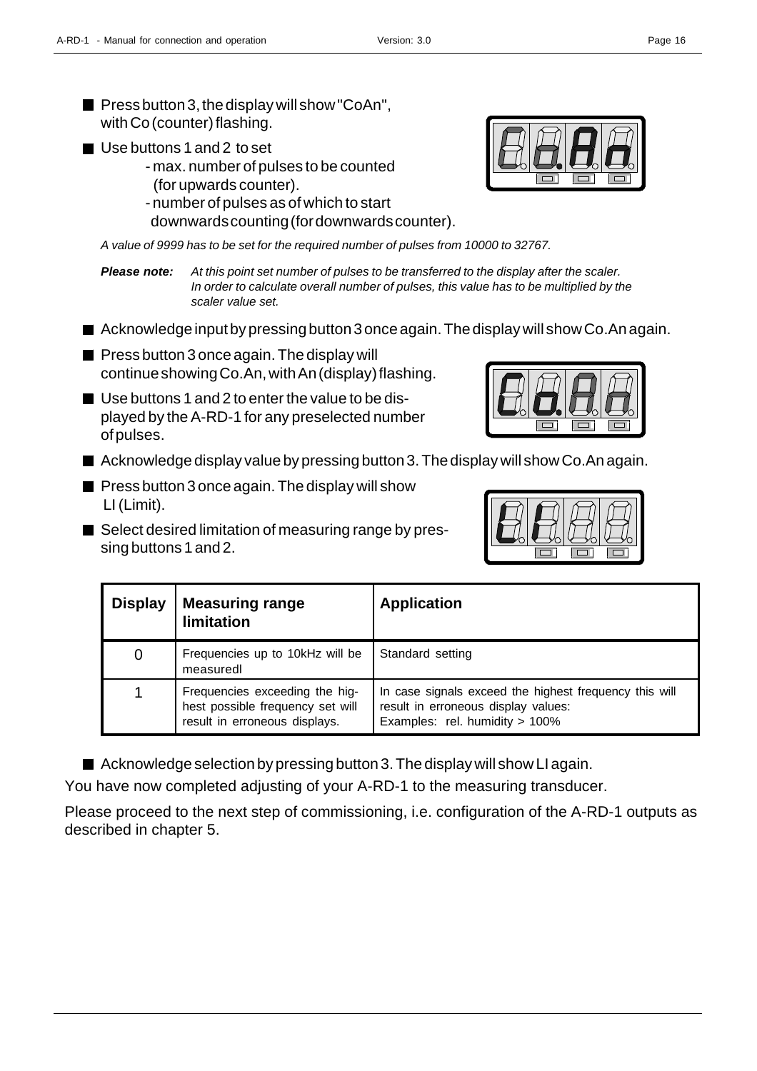- Press button 3, the display will show "CoAn", with Co (counter) flashing.
- Use buttons 1 and 2 to set
  - max. number of pulses to be counted (for upwards counter).
  - number of pulses as of which to start downwards counting (for downwards counter).

*A value of 9999 has to be set for the required number of pulses from 10000 to 32767.*

***Please note:*** *At this point set number of pulses to be transferred to the display after the scaler. In order to calculate overall number of pulses, this value has to be multiplied by the scaler value set.*

- Acknowledge input by pressing button 3 once again. The display will show Co.An again.
- Press button 3 once again. The display will continue showing Co.An, with An (display) flashing.
- Use buttons 1 and 2 to enter the value to be displayed by the A-RD-1 for any preselected number of pulses.
- Acknowledge display value by pressing button 3. The display will show Co.An again.
- Press button 3 once again. The display will show LI (Limit).
- Select desired limitation of measuring range by pressing buttons 1 and 2.

| Display | Measuring range limitation | Application |
|---|---|---|
| 0 | Frequencies up to 10kHz will be measuredl | Standard setting |
| 1 | Frequencies exceeding the highest possible frequency set will result in erroneous displays. | In case signals exceed the highest frequency this will result in erroneous display values: Examples: rel. humidity > 100% |

- Acknowledge selection by pressing button 3. The display will show LI again.

You have now completed adjusting of your A-RD-1 to the measuring transducer.

Please proceed to the next step of commissioning, i.e. configuration of the A-RD-1 outputs as described in chapter 5.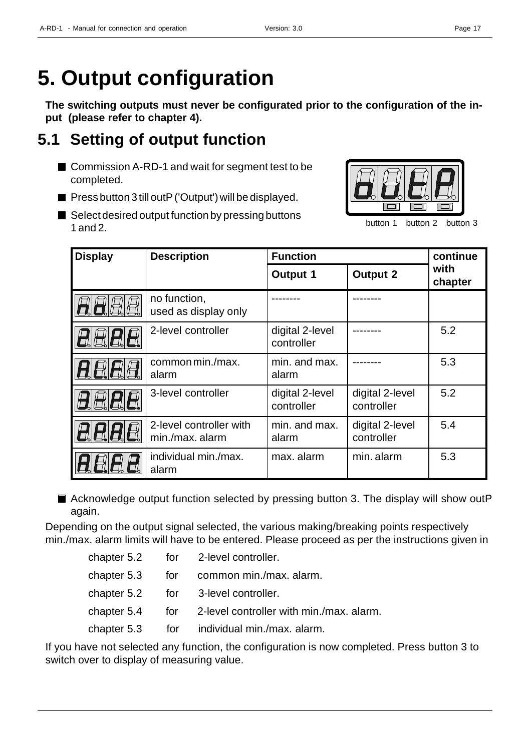# 5. Output configuration

**The switching outputs must never be configurated prior to the configuration of the input (please refer to chapter 4).**

## 5.1 Setting of output function

- Commission A-RD-1 and wait for segment test to be completed.
- Press button 3 till outP ('Output') will be displayed.
- Select desired output function by pressing buttons 1 and 2.

outP

button 1 button 2 button 3

| Display | Description | Function | | continue with chapter |
|---|---|---|---|---|
| | | Output 1 | Output 2 | |
| no | no function, used as display only | -------- | -------- | |
| 2-At | 2-level controller | digital 2-level controller | -------- | 5.2 |
| AL.F | common min./max. alarm | min. and max. alarm | -------- | 5.3 |
| 3-At | 3-level controller | digital 2-level controller | digital 2-level controller | 5.2 |
| 2PAt | 2-level controller with min./max. alarm | min. and max. alarm | digital 2-level controller | 5.4 |
| AL.F2 | individual min./max. alarm | max. alarm | min. alarm | 5.3 |

- Acknowledge output function selected by pressing button 3. The display will show outP again.

Depending on the output signal selected, the various making/breaking points respectively min./max. alarm limits will have to be entered. Please proceed as per the instructions given in

chapter 5.2 for 2-level controller.
chapter 5.3 for common min./max. alarm.
chapter 5.2 for 3-level controller.
chapter 5.4 for 2-level controller with min./max. alarm.
chapter 5.3 for individual min./max. alarm.

If you have not selected any function, the configuration is now completed. Press button 3 to switch over to display of measuring value.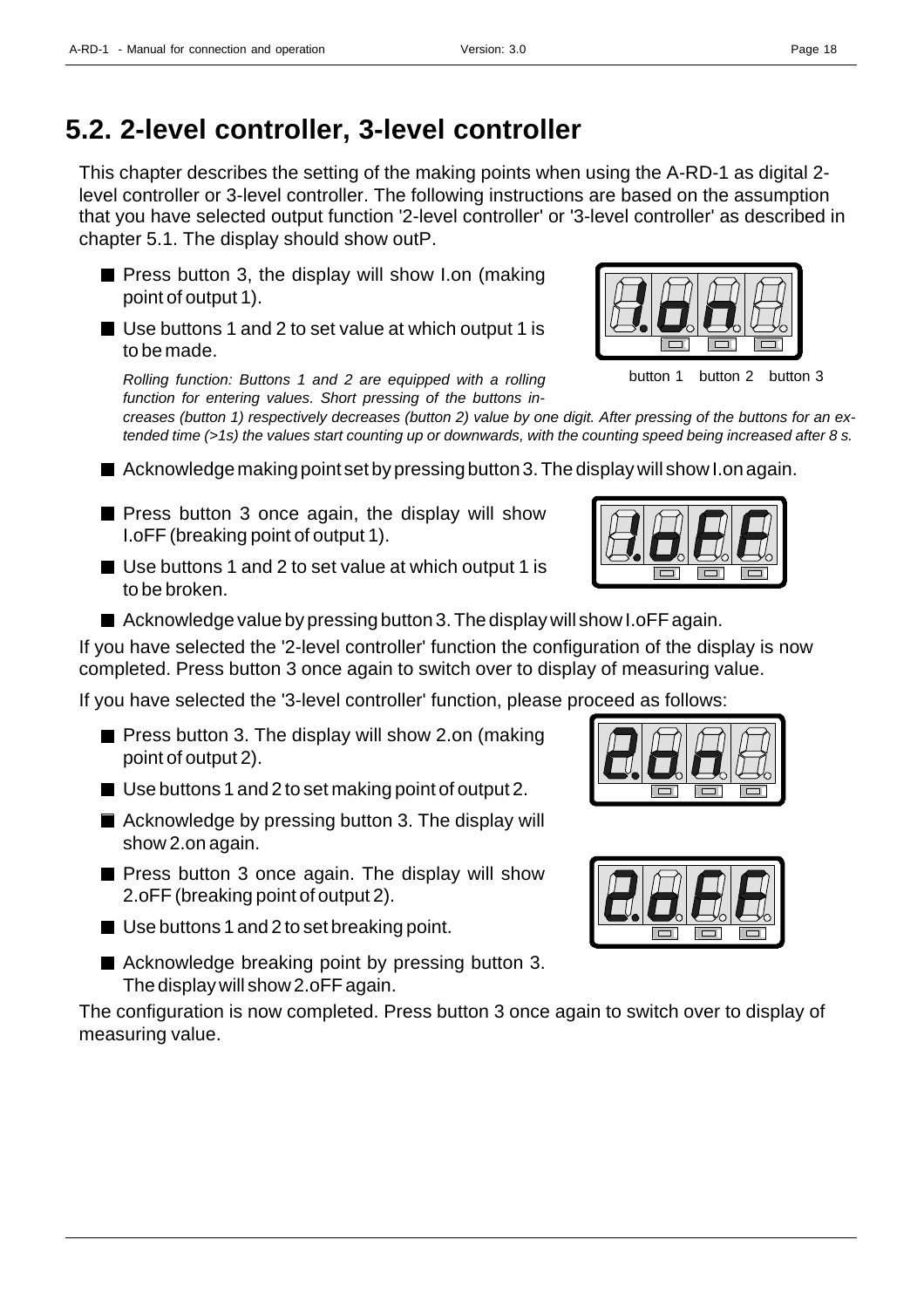# 5.2. 2-level controller, 3-level controller

This chapter describes the setting of the making points when using the A-RD-1 as digital 2-level controller or 3-level controller. The following instructions are based on the assumption that you have selected output function '2-level controller' or '3-level controller' as described in chapter 5.1. The display should show outP.

- Press button 3, the display will show I.on (making point of output 1).
- Use buttons 1 and 2 to set value at which output 1 is to be made.

  *Rolling function: Buttons 1 and 2 are equipped with a rolling function for entering values. Short pressing of the buttons increases (button 1) respectively decreases (button 2) value by one digit. After pressing of the buttons for an extended time (>1s) the values start counting up or downwards, with the counting speed being increased after 8 s.*

button 1 button 2 button 3

- Acknowledge making point set by pressing button 3. The display will show I.on again.
- Press button 3 once again, the display will show I.oFF (breaking point of output 1).
- Use buttons 1 and 2 to set value at which output 1 is to be broken.
- Acknowledge value by pressing button 3. The display will show I.oFF again.

If you have selected the '2-level controller' function the configuration of the display is now completed. Press button 3 once again to switch over to display of measuring value.

If you have selected the '3-level controller' function, please proceed as follows:

- Press button 3. The display will show 2.on (making point of output 2).
- Use buttons 1 and 2 to set making point of output 2.
- Acknowledge by pressing button 3. The display will show 2.on again.
- Press button 3 once again. The display will show 2.oFF (breaking point of output 2).
- Use buttons 1 and 2 to set breaking point.
- Acknowledge breaking point by pressing button 3. The display will show 2.oFF again.

The configuration is now completed. Press button 3 once again to switch over to display of measuring value.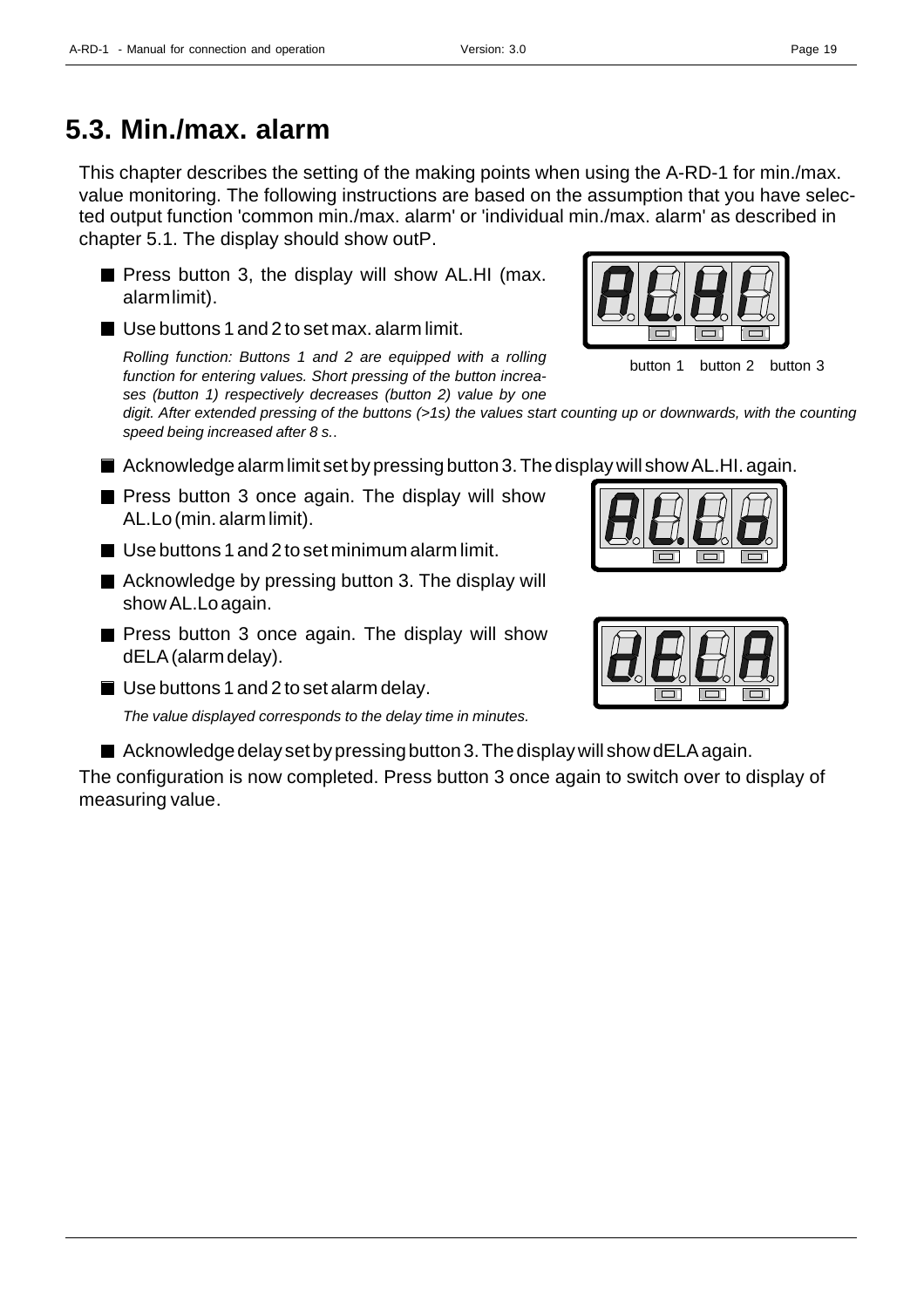## 5.3. Min./max. alarm

This chapter describes the setting of the making points when using the A-RD-1 for min./max. value monitoring. The following instructions are based on the assumption that you have selected output function 'common min./max. alarm' or 'individual min./max. alarm' as described in chapter 5.1. The display should show outP.

- Press button 3, the display will show AL.HI (max. alarm limit).
- Use buttons 1 and 2 to set max. alarm limit.

  *Rolling function: Buttons 1 and 2 are equipped with a rolling function for entering values. Short pressing of the button increases (button 1) respectively decreases (button 2) value by one digit. After extended pressing of the buttons (>1s) the values start counting up or downwards, with the counting speed being increased after 8 s..*

button 1 button 2 button 3

- Acknowledge alarm limit set by pressing button 3. The display will show AL.HI. again.
- Press button 3 once again. The display will show AL.Lo (min. alarm limit).
- Use buttons 1 and 2 to set minimum alarm limit.
- Acknowledge by pressing button 3. The display will show AL.Lo again.
- Press button 3 once again. The display will show dELA (alarm delay).
- Use buttons 1 and 2 to set alarm delay.

  *The value displayed corresponds to the delay time in minutes.*

- Acknowledge delay set by pressing button 3. The display will show dELA again.

The configuration is now completed. Press button 3 once again to switch over to display of measuring value.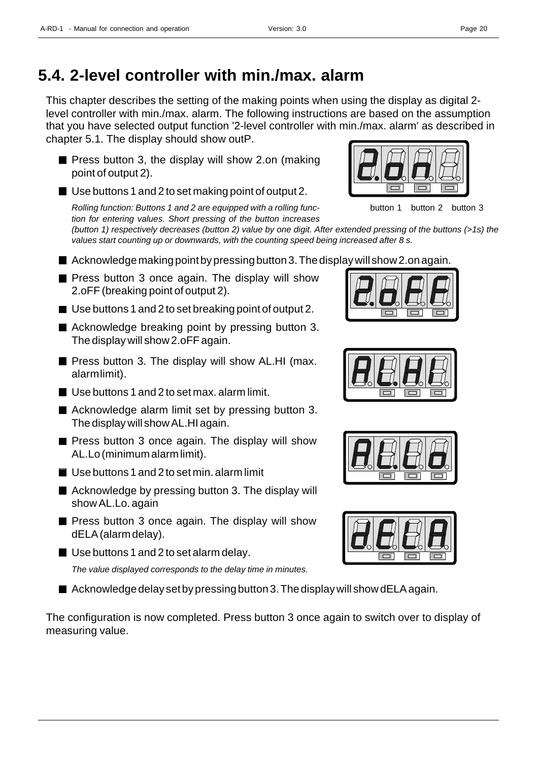# 5.4. 2-level controller with min./max. alarm

This chapter describes the setting of the making points when using the display as digital 2-level controller with min./max. alarm. The following instructions are based on the assumption that you have selected output function '2-level controller with min./max. alarm' as described in chapter 5.1. The display should show outP.

- Press button 3, the display will show 2.on (making point of output 2).
- Use buttons 1 and 2 to set making point of output 2.

  *Rolling function: Buttons 1 and 2 are equipped with a rolling function for entering values. Short pressing of the button increases (button 1) respectively decreases (button 2) value by one digit. After extended pressing of the buttons (>1s) the values start counting up or downwards, with the counting speed being increased after 8 s.*

button 1 button 2 button 3

- Acknowledge making point by pressing button 3. The display will show 2.on again.
- Press button 3 once again. The display will show 2.oFF (breaking point of output 2).
- Use buttons 1 and 2 to set breaking point of output 2.
- Acknowledge breaking point by pressing button 3. The display will show 2.oFF again.
- Press button 3. The display will show AL.HI (max. alarm limit).
- Use buttons 1 and 2 to set max. alarm limit.
- Acknowledge alarm limit set by pressing button 3. The display will show AL.HI again.
- Press button 3 once again. The display will show AL.Lo (minimum alarm limit).
- Use buttons 1 and 2 to set min. alarm limit
- Acknowledge by pressing button 3. The display will show AL.Lo. again
- Press button 3 once again. The display will show dELA (alarm delay).
- Use buttons 1 and 2 to set alarm delay.

  *The value displayed corresponds to the delay time in minutes.*

- Acknowledge delay set by pressing button 3. The display will show dELA again.

The configuration is now completed. Press button 3 once again to switch over to display of measuring value.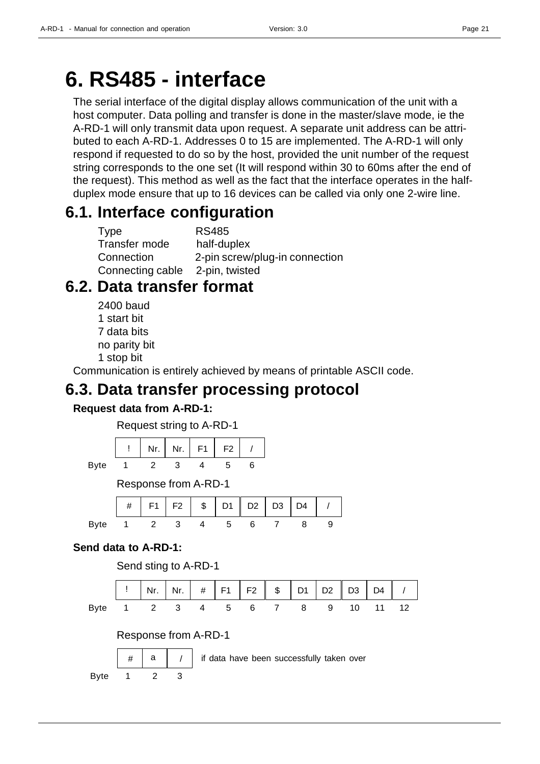# 6. RS485 - interface

The serial interface of the digital display allows communication of the unit with a host computer. Data polling and transfer is done in the master/slave mode, ie the A-RD-1 will only transmit data upon request. A separate unit address can be attributed to each A-RD-1. Addresses 0 to 15 are implemented. The A-RD-1 will only respond if requested to do so by the host, provided the unit number of the request string corresponds to the one set (It will respond within 30 to 60ms after the end of the request). This method as well as the fact that the interface operates in the half-duplex mode ensure that up to 16 devices can be called via only one 2-wire line.

## 6.1. Interface configuration

| | |
|---|---|
| Type | RS485 |
| Transfer mode | half-duplex |
| Connection | 2-pin screw/plug-in connection |
| Connecting cable | 2-pin, twisted |

## 6.2. Data transfer format

2400 baud
1 start bit
7 data bits
no parity bit
1 stop bit

Communication is entirely achieved by means of printable ASCII code.

## 6.3. Data transfer processing protocol

**Request data from A-RD-1:**

Request string to A-RD-1

| Byte | 1 | 2 | 3 | 4 | 5 | 6 |
|---|---|---|---|---|---|---|
| | ! | Nr. | Nr. | F1 | F2 | / |

Response from A-RD-1

| Byte | 1 | 2 | 3 | 4 | 5 | 6 | 7 | 8 | 9 |
|---|---|---|---|---|---|---|---|---|---|
| | # | F1 | F2 | $ | D1 | D2 | D3 | D4 | / |

**Send data to A-RD-1:**

Send sting to A-RD-1

| Byte | 1 | 2 | 3 | 4 | 5 | 6 | 7 | 8 | 9 | 10 | 11 | 12 |
|---|---|---|---|---|---|---|---|---|---|---|---|---|
| | ! | Nr. | Nr. | # | F1 | F2 | $ | D1 | D2 | D3 | D4 | / |

Response from A-RD-1

| Byte | 1 | 2 | 3 |
|---|---|---|---|
| | # | a | / |

if data have been successfully taken over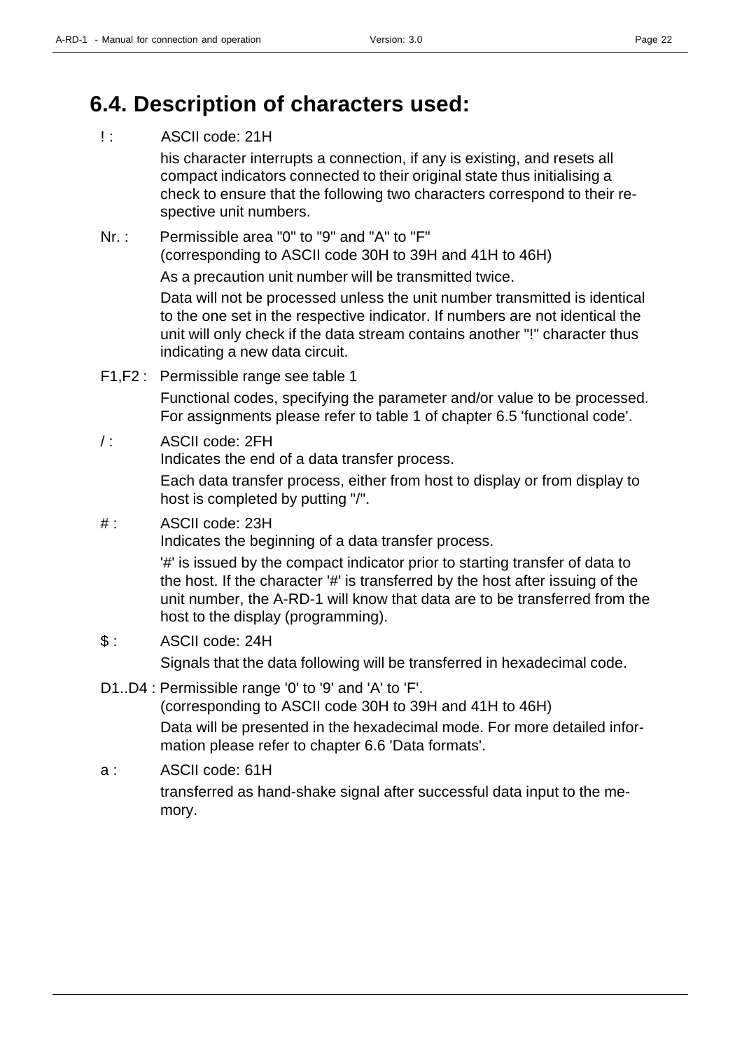## 6.4. Description of characters used:

! : ASCII code: 21H

his character interrupts a connection, if any is existing, and resets all compact indicators connected to their original state thus initialising a check to ensure that the following two characters correspond to their respective unit numbers.

Nr. : Permissible area "0" to "9" and "A" to "F" (corresponding to ASCII code 30H to 39H and 41H to 46H)

As a precaution unit number will be transmitted twice.

Data will not be processed unless the unit number transmitted is identical to the one set in the respective indicator. If numbers are not identical the unit will only check if the data stream contains another "!" character thus indicating a new data circuit.

F1,F2 : Permissible range see table 1

Functional codes, specifying the parameter and/or value to be processed. For assignments please refer to table 1 of chapter 6.5 'functional code'.

/ : ASCII code: 2FH
Indicates the end of a data transfer process.

Each data transfer process, either from host to display or from display to host is completed by putting "/".

# : ASCII code: 23H
Indicates the beginning of a data transfer process.

'#' is issued by the compact indicator prior to starting transfer of data to the host. If the character '#' is transferred by the host after issuing of the unit number, the A-RD-1 will know that data are to be transferred from the host to the display (programming).

$ : ASCII code: 24H

Signals that the data following will be transferred in hexadecimal code.

D1..D4 : Permissible range '0' to '9' and 'A' to 'F'.
(corresponding to ASCII code 30H to 39H and 41H to 46H)

Data will be presented in the hexadecimal mode. For more detailed information please refer to chapter 6.6 'Data formats'.

a : ASCII code: 61H

transferred as hand-shake signal after successful data input to the memory.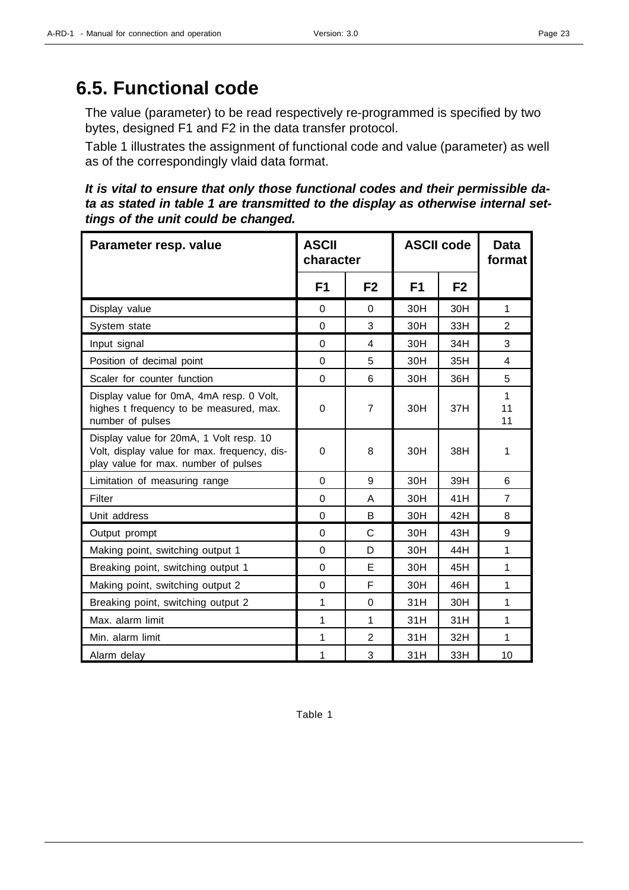## 6.5. Functional code

The value (parameter) to be read respectively re-programmed is specified by two bytes, designed F1 and F2 in the data transfer protocol.

Table 1 illustrates the assignment of functional code and value (parameter) as well as of the correspondingly vlaid data format.

***It is vital to ensure that only those functional codes and their permissible data as stated in table 1 are transmitted to the display as otherwise internal settings of the unit could be changed.***

| Parameter resp. value | ASCII character | | ASCII code | | Data format |
|---|---|---|---|---|---|
| | F1 | F2 | F1 | F2 | |
| Display value | 0 | 0 | 30H | 30H | 1 |
| System state | 0 | 3 | 30H | 33H | 2 |
| Input signal | 0 | 4 | 30H | 34H | 3 |
| Position of decimal point | 0 | 5 | 30H | 35H | 4 |
| Scaler for counter function | 0 | 6 | 30H | 36H | 5 |
| Display value for 0mA, 4mA resp. 0 Volt, highes t frequency to be measured, max. number of pulses | 0 | 7 | 30H | 37H | 1<br>11<br>11 |
| Display value for 20mA, 1 Volt resp. 10 Volt, display value for max. frequency, display value for max. number of pulses | 0 | 8 | 30H | 38H | 1 |
| Limitation of measuring range | 0 | 9 | 30H | 39H | 6 |
| Filter | 0 | A | 30H | 41H | 7 |
| Unit address | 0 | B | 30H | 42H | 8 |
| Output prompt | 0 | C | 30H | 43H | 9 |
| Making point, switching output 1 | 0 | D | 30H | 44H | 1 |
| Breaking point, switching output 1 | 0 | E | 30H | 45H | 1 |
| Making point, switching output 2 | 0 | F | 30H | 46H | 1 |
| Breaking point, switching output 2 | 1 | 0 | 31H | 30H | 1 |
| Max. alarm limit | 1 | 1 | 31H | 31H | 1 |
| Min. alarm limit | 1 | 2 | 31H | 32H | 1 |
| Alarm delay | 1 | 3 | 31H | 33H | 10 |

Table 1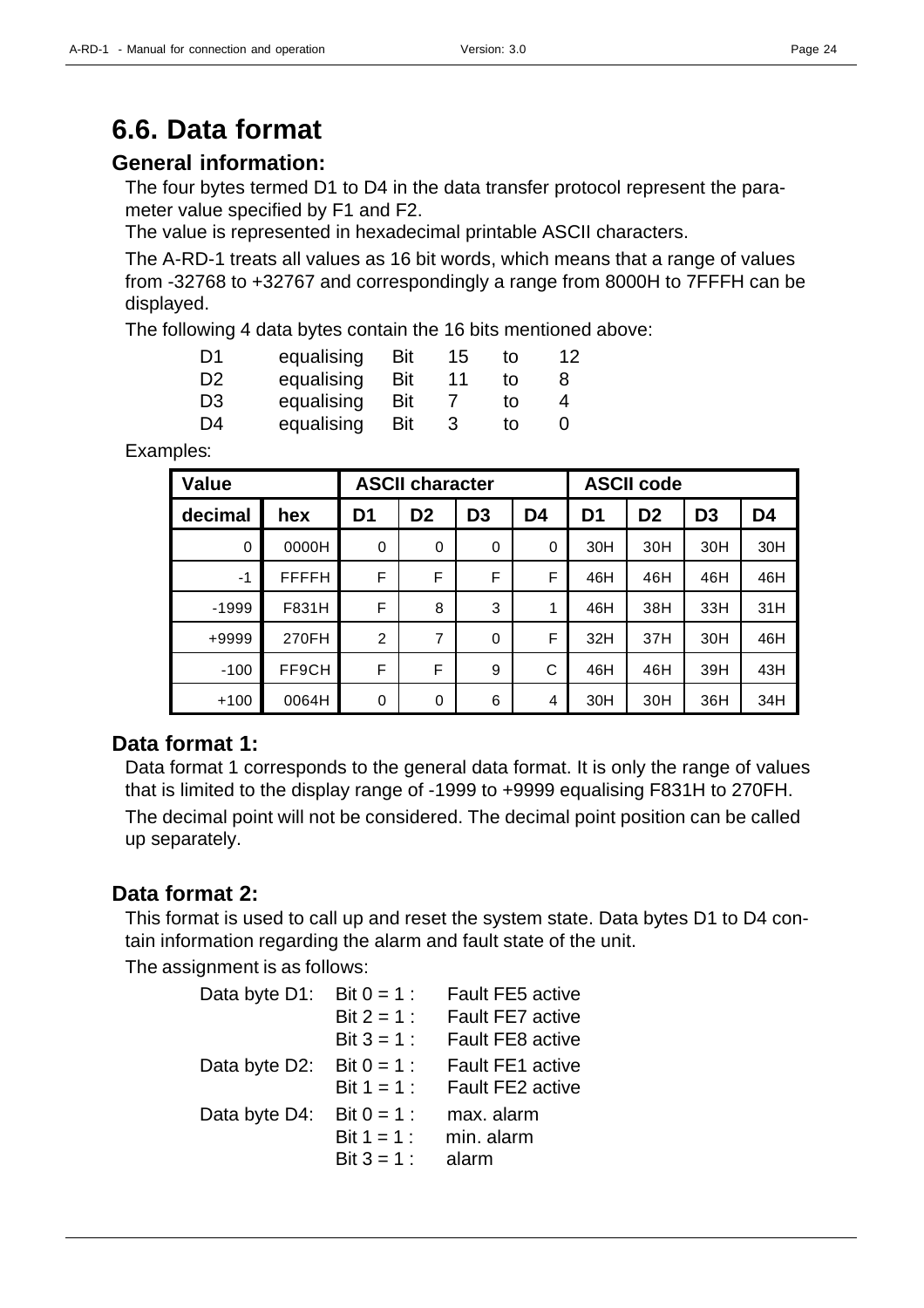# 6.6. Data format

## General information:

The four bytes termed D1 to D4 in the data transfer protocol represent the parameter value specified by F1 and F2.

The value is represented in hexadecimal printable ASCII characters.

The A-RD-1 treats all values as 16 bit words, which means that a range of values from -32768 to +32767 and correspondingly a range from 8000H to 7FFFH can be displayed.

The following 4 data bytes contain the 16 bits mentioned above:

| | | | | | |
|---|---|---|---|---|---|
| D1 | equalising | Bit | 15 | to | 12 |
| D2 | equalising | Bit | 11 | to | 8 |
| D3 | equalising | Bit | 7 | to | 4 |
| D4 | equalising | Bit | 3 | to | 0 |

Examples:

| Value | | ASCII character | | | | ASCII code | | | |
|---|---|---|---|---|---|---|---|---|---|
| decimal | hex | D1 | D2 | D3 | D4 | D1 | D2 | D3 | D4 |
| 0 | 0000H | 0 | 0 | 0 | 0 | 30H | 30H | 30H | 30H |
| -1 | FFFFH | F | F | F | F | 46H | 46H | 46H | 46H |
| -1999 | F831H | F | 8 | 3 | 1 | 46H | 38H | 33H | 31H |
| +9999 | 270FH | 2 | 7 | 0 | F | 32H | 37H | 30H | 46H |
| -100 | FF9CH | F | F | 9 | C | 46H | 46H | 39H | 43H |
| +100 | 0064H | 0 | 0 | 6 | 4 | 30H | 30H | 36H | 34H |

## Data format 1:

Data format 1 corresponds to the general data format. It is only the range of values that is limited to the display range of -1999 to +9999 equalising F831H to 270FH.

The decimal point will not be considered. The decimal point position can be called up separately.

## Data format 2:

This format is used to call up and reset the system state. Data bytes D1 to D4 contain information regarding the alarm and fault state of the unit.

The assignment is as follows:

| | | |
|---|---|---|
| Data byte D1: | Bit 0 = 1 : | Fault FE5 active |
| | Bit 2 = 1 : | Fault FE7 active |
| | Bit 3 = 1 : | Fault FE8 active |
| Data byte D2: | Bit 0 = 1 : | Fault FE1 active |
| | Bit 1 = 1 : | Fault FE2 active |
| Data byte D4: | Bit 0 = 1 : | max. alarm |
| | Bit 1 = 1 : | min. alarm |
| | Bit 3 = 1 : | alarm |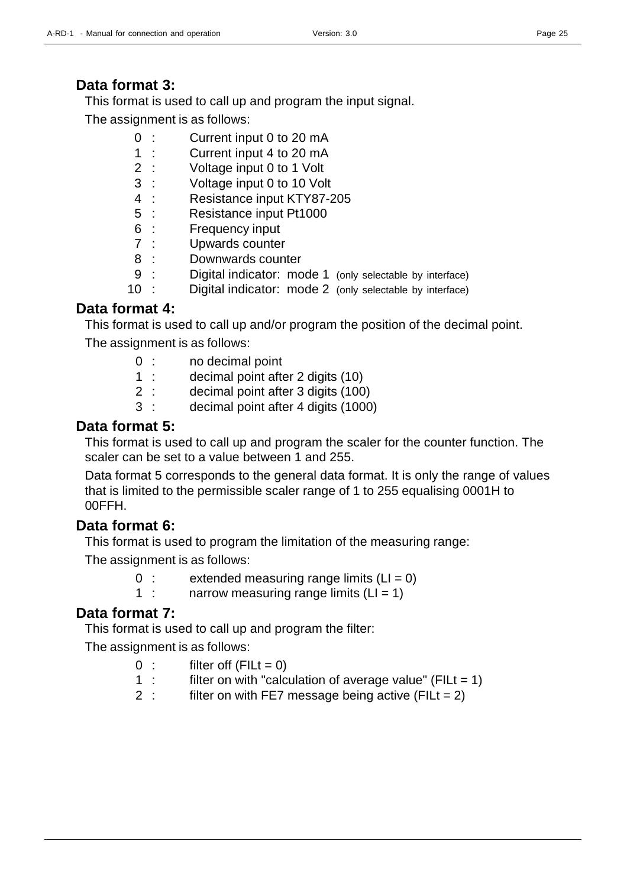## Data format 3:

This format is used to call up and program the input signal.

The assignment is as follows:

- 0 : Current input 0 to 20 mA
- 1 : Current input 4 to 20 mA
- 2 : Voltage input 0 to 1 Volt
- 3 : Voltage input 0 to 10 Volt
- 4 : Resistance input KTY87-205
- 5 : Resistance input Pt1000
- 6 : Frequency input
- 7 : Upwards counter
- 8 : Downwards counter
- 9 : Digital indicator: mode 1 (only selectable by interface)
- 10 : Digital indicator: mode 2 (only selectable by interface)

## Data format 4:

This format is used to call up and/or program the position of the decimal point.

The assignment is as follows:

- 0 : no decimal point
- 1 : decimal point after 2 digits (10)
- 2 : decimal point after 3 digits (100)
- 3 : decimal point after 4 digits (1000)

## Data format 5:

This format is used to call up and program the scaler for the counter function. The scaler can be set to a value between 1 and 255.

Data format 5 corresponds to the general data format. It is only the range of values that is limited to the permissible scaler range of 1 to 255 equalising 0001H to 00FFH.

## Data format 6:

This format is used to program the limitation of the measuring range:

The assignment is as follows:

- 0 : extended measuring range limits (LI = 0)
- 1 : narrow measuring range limits (LI = 1)

## Data format 7:

This format is used to call up and program the filter:

The assignment is as follows:

- 0 : filter off (FILt = 0)
- 1 : filter on with "calculation of average value" (FILt = 1)
- 2 : filter on with FE7 message being active (FILt = 2)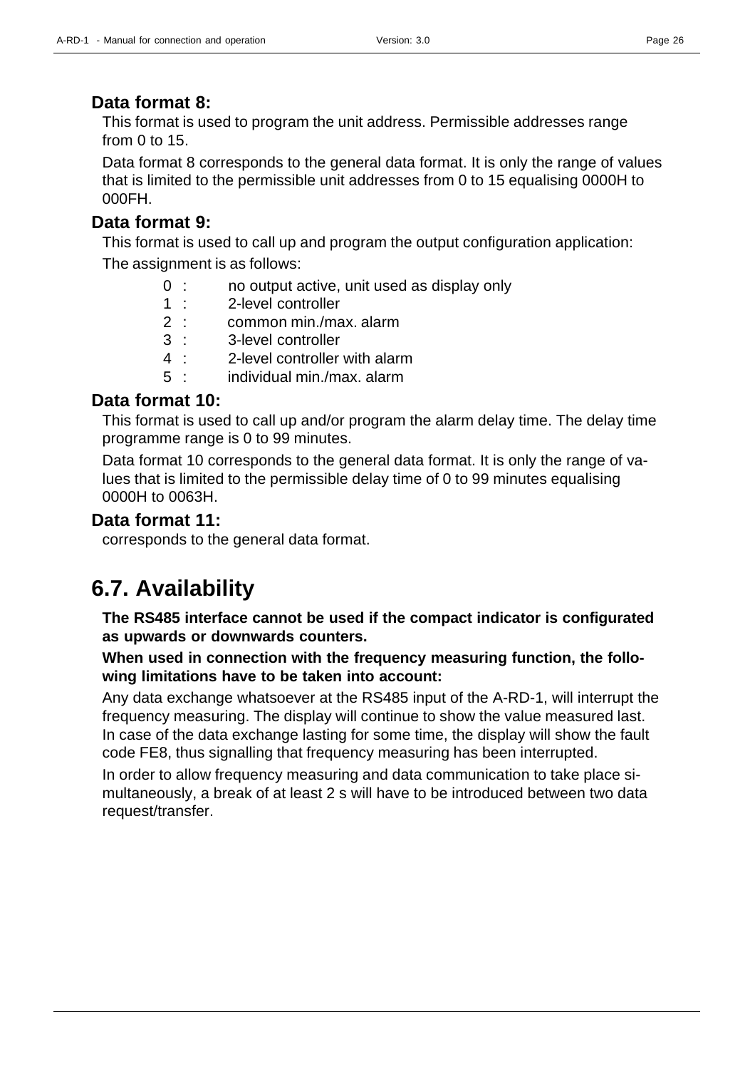### Data format 8:

This format is used to program the unit address. Permissible addresses range from 0 to 15.

Data format 8 corresponds to the general data format. It is only the range of values that is limited to the permissible unit addresses from 0 to 15 equalising 0000H to 000FH.

### Data format 9:

This format is used to call up and program the output configuration application:

The assignment is as follows:

- 0 : no output active, unit used as display only
- 1 : 2-level controller
- 2 : common min./max. alarm
- 3 : 3-level controller
- 4 : 2-level controller with alarm
- 5 : individual min./max. alarm

### Data format 10:

This format is used to call up and/or program the alarm delay time. The delay time programme range is 0 to 99 minutes.

Data format 10 corresponds to the general data format. It is only the range of values that is limited to the permissible delay time of 0 to 99 minutes equalising 0000H to 0063H.

### Data format 11:

corresponds to the general data format.

## 6.7. Availability

**The RS485 interface cannot be used if the compact indicator is configurated as upwards or downwards counters.**

**When used in connection with the frequency measuring function, the following limitations have to be taken into account:**

Any data exchange whatsoever at the RS485 input of the A-RD-1, will interrupt the frequency measuring. The display will continue to show the value measured last. In case of the data exchange lasting for some time, the display will show the fault code FE8, thus signalling that frequency measuring has been interrupted.

In order to allow frequency measuring and data communication to take place simultaneously, a break of at least 2 s will have to be introduced between two data request/transfer.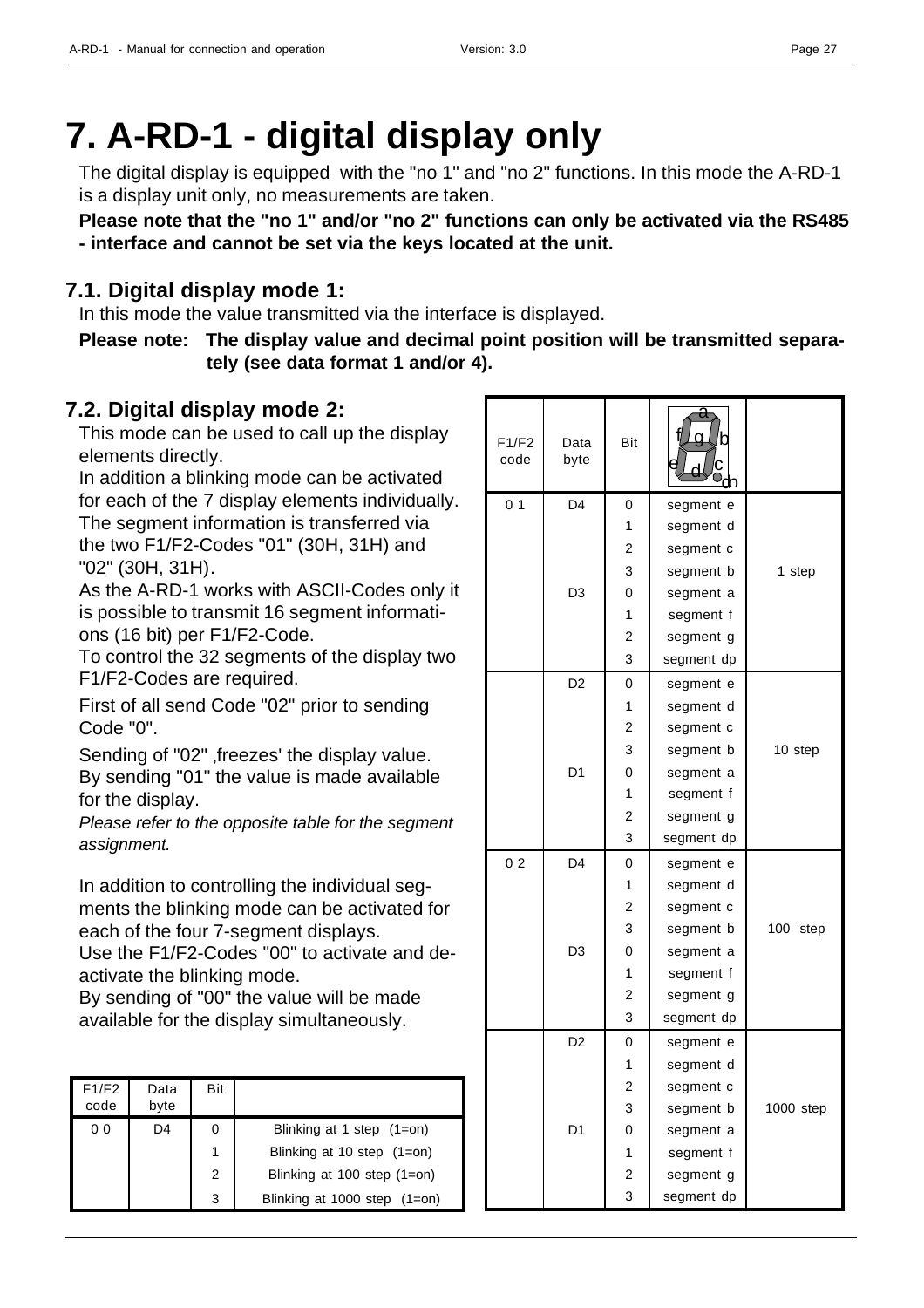# 7. A-RD-1 - digital display only

The digital display is equipped with the "no 1" and "no 2" functions. In this mode the A-RD-1 is a display unit only, no measurements are taken.

**Please note that the "no 1" and/or "no 2" functions can only be activated via the RS485 - interface and cannot be set via the keys located at the unit.**

## 7.1. Digital display mode 1:

In this mode the value transmitted via the interface is displayed.

**Please note: The display value and decimal point position will be transmitted separately (see data format 1 and/or 4).**

## 7.2. Digital display mode 2:

This mode can be used to call up the display elements directly.

In addition a blinking mode can be activated for each of the 7 display elements individually.

The segment information is transferred via the two F1/F2-Codes "01" (30H, 31H) and "02" (30H, 31H).

As the A-RD-1 works with ASCII-Codes only it is possible to transmit 16 segment informations (16 bit) per F1/F2-Code.

To control the 32 segments of the display two F1/F2-Codes are required.

First of all send Code "02" prior to sending Code "0".

Sending of "02" ,freezes' the display value. By sending "01" the value is made available for the display.

*Please refer to the opposite table for the segment assignment.*

In addition to controlling the individual segments the blinking mode can be activated for each of the four 7-segment displays.

Use the F1/F2-Codes "00" to activate and deactivate the blinking mode.

By sending of "00" the value will be made available for the display simultaneously.

| F1/F2 code | Data byte | Bit | |
|---|---|---|---|
| 0 0 | D4 | 0 | Blinking at 1 step (1=on) |
| | | 1 | Blinking at 10 step (1=on) |
| | | 2 | Blinking at 100 step (1=on) |
| | | 3 | Blinking at 1000 step (1=on) |

| F1/F2 code | Data byte | Bit | Segments a, b, c, d, e, f, g, dp | |
|---|---|---|---|---|
| 0 1 | D4 | 0 | segment e | 1 step |
| | | 1 | segment d | |
| | | 2 | segment c | |
| | | 3 | segment b | |
| | D3 | 0 | segment a | |
| | | 1 | segment f | |
| | | 2 | segment g | |
| | | 3 | segment dp | |
| | D2 | 0 | segment e | 10 step |
| | | 1 | segment d | |
| | | 2 | segment c | |
| | | 3 | segment b | |
| | D1 | 0 | segment a | |
| | | 1 | segment f | |
| | | 2 | segment g | |
| | | 3 | segment dp | |
| 0 2 | D4 | 0 | segment e | 100 step |
| | | 1 | segment d | |
| | | 2 | segment c | |
| | | 3 | segment b | |
| | D3 | 0 | segment a | |
| | | 1 | segment f | |
| | | 2 | segment g | |
| | | 3 | segment dp | |
| | D2 | 0 | segment e | 1000 step |
| | | 1 | segment d | |
| | | 2 | segment c | |
| | | 3 | segment b | |
| | D1 | 0 | segment a | |
| | | 1 | segment f | |
| | | 2 | segment g | |
| | | 3 | segment dp | |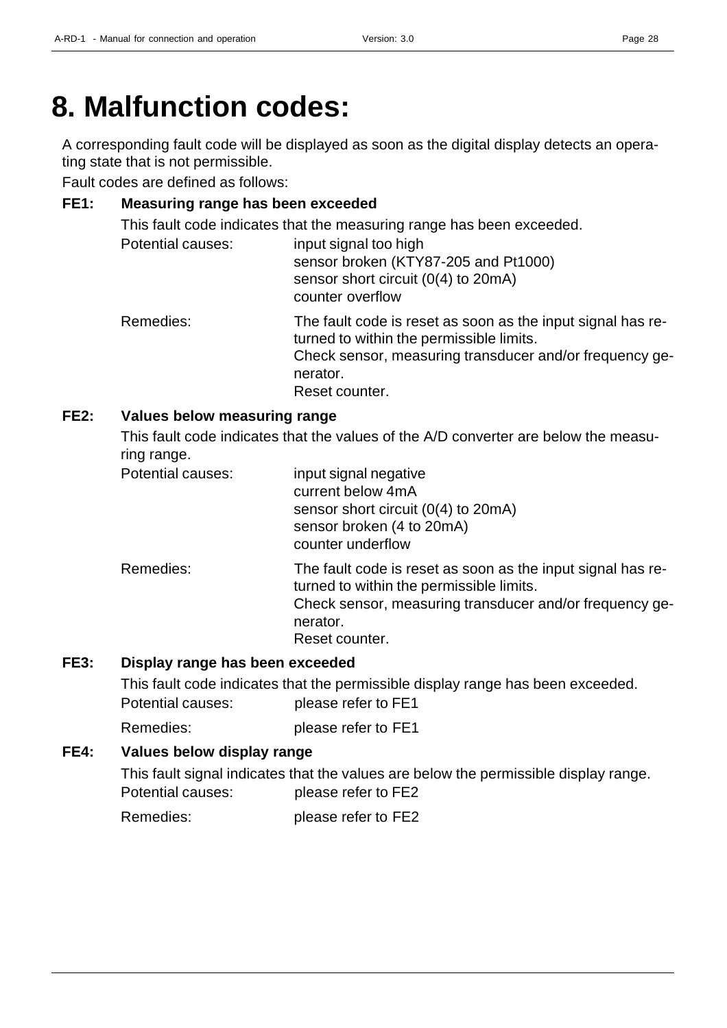# 8. Malfunction codes:

A corresponding fault code will be displayed as soon as the digital display detects an operating state that is not permissible.

Fault codes are defined as follows:

**FE1: Measuring range has been exceeded**

This fault code indicates that the measuring range has been exceeded.

Potential causes:
- input signal too high
- sensor broken (KTY87-205 and Pt1000)
- sensor short circuit (0(4) to 20mA)
- counter overflow

Remedies:
- The fault code is reset as soon as the input signal has returned to within the permissible limits.
- Check sensor, measuring transducer and/or frequency generator.
- Reset counter.

**FE2: Values below measuring range**

This fault code indicates that the values of the A/D converter are below the measuring range.

Potential causes:
- input signal negative
- current below 4mA
- sensor short circuit (0(4) to 20mA)
- sensor broken (4 to 20mA)
- counter underflow

Remedies:
- The fault code is reset as soon as the input signal has returned to within the permissible limits.
- Check sensor, measuring transducer and/or frequency generator.
- Reset counter.

**FE3: Display range has been exceeded**

This fault code indicates that the permissible display range has been exceeded.

Potential causes: please refer to FE1

Remedies: please refer to FE1

**FE4: Values below display range**

This fault signal indicates that the values are below the permissible display range.

Potential causes: please refer to FE2

Remedies: please refer to FE2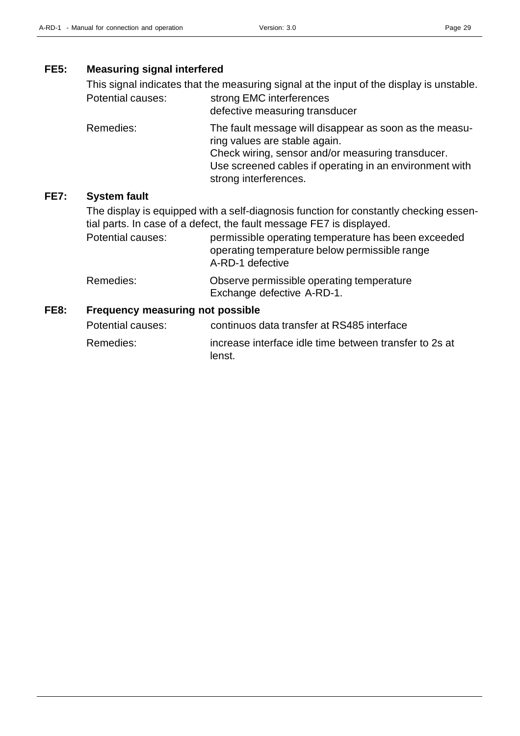### FE5: Measuring signal interfered

This signal indicates that the measuring signal at the input of the display is unstable.

| | |
|---|---|
| Potential causes: | strong EMC interferences<br>defective measuring transducer |
| Remedies: | The fault message will disappear as soon as the measuring values are stable again.<br>Check wiring, sensor and/or measuring transducer.<br>Use screened cables if operating in an environment with strong interferences. |

### FE7: System fault

The display is equipped with a self-diagnosis function for constantly checking essential parts. In case of a defect, the fault message FE7 is displayed.

| | |
|---|---|
| Potential causes: | permissible operating temperature has been exceeded<br>operating temperature below permissible range<br>A-RD-1 defective |
| Remedies: | Observe permissible operating temperature<br>Exchange defective A-RD-1. |

### FE8: Frequency measuring not possible

| | |
|---|---|
| Potential causes: | continuos data transfer at RS485 interface |
| Remedies: | increase interface idle time between transfer to 2s at lenst. |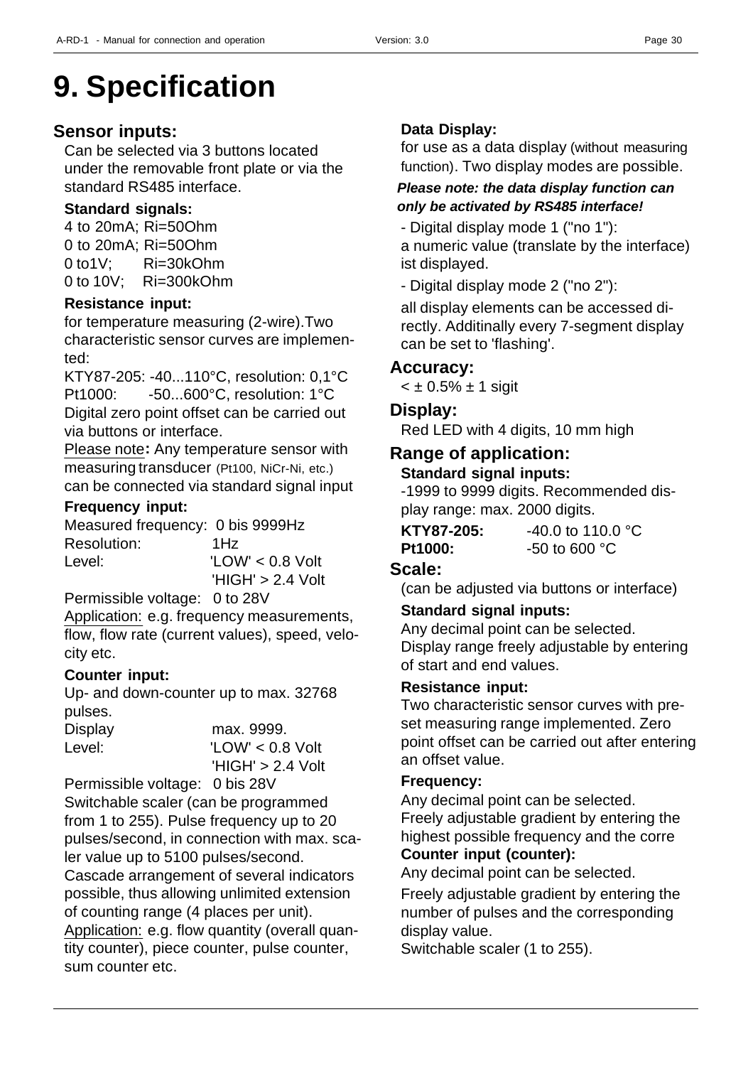# 9. Specification

## Sensor inputs:

Can be selected via 3 buttons located under the removable front plate or via the standard RS485 interface.

### Standard signals:

4 to 20mA; Ri=50Ohm
0 to 20mA; Ri=50Ohm
0 to1V; Ri=30kOhm
0 to 10V; Ri=300kOhm

### Resistance input:

for temperature measuring (2-wire).Two characteristic sensor curves are implemented:

KTY87-205: -40...110°C, resolution: 0,1°C
Pt1000: -50...600°C, resolution: 1°C
Digital zero point offset can be carried out via buttons or interface.

Please note**:** Any temperature sensor with measuring transducer (Pt100, NiCr-Ni, etc.) can be connected via standard signal input

### Frequency input:

Measured frequency: 0 bis 9999Hz
Resolution: 1Hz
Level: 'LOW' < 0.8 Volt
'HIGH' > 2.4 Volt
Permissible voltage: 0 to 28V

Application: e.g. frequency measurements, flow, flow rate (current values), speed, velocity etc.

### Counter input:

Up- and down-counter up to max. 32768 pulses.
Display max. 9999.
Level: 'LOW' < 0.8 Volt
'HIGH' > 2.4 Volt
Permissible voltage: 0 bis 28V

Switchable scaler (can be programmed from 1 to 255). Pulse frequency up to 20 pulses/second, in connection with max. scaler value up to 5100 pulses/second.
Cascade arrangement of several indicators possible, thus allowing unlimited extension of counting range (4 places per unit).

Application: e.g. flow quantity (overall quantity counter), piece counter, pulse counter, sum counter etc.

### Data Display:

for use as a data display (without measuring function). Two display modes are possible.

***Please note: the data display function can only be activated by RS485 interface!***

- Digital display mode 1 ("no 1"):
a numeric value (translate by the interface) ist displayed.

- Digital display mode 2 ("no 2"):
all display elements can be accessed directly. Additinally every 7-segment display can be set to 'flashing'.

## Accuracy:

< ± 0.5% ± 1 sigit

## Display:

Red LED with 4 digits, 10 mm high

## Range of application:

### Standard signal inputs:

-1999 to 9999 digits. Recommended display range: max. 2000 digits.

**KTY87-205:** -40.0 to 110.0 °C
**Pt1000:** -50 to 600 °C

## Scale:

(can be adjusted via buttons or interface)

### Standard signal inputs:

Any decimal point can be selected.
Display range freely adjustable by entering of start and end values.

### Resistance input:

Two characteristic sensor curves with preset measuring range implemented. Zero point offset can be carried out after entering an offset value.

### Frequency:

Any decimal point can be selected.
Freely adjustable gradient by entering the highest possible frequency and the corre

### Counter input (counter):

Any decimal point can be selected.

Freely adjustable gradient by entering the number of pulses and the corresponding display value.
Switchable scaler (1 to 255).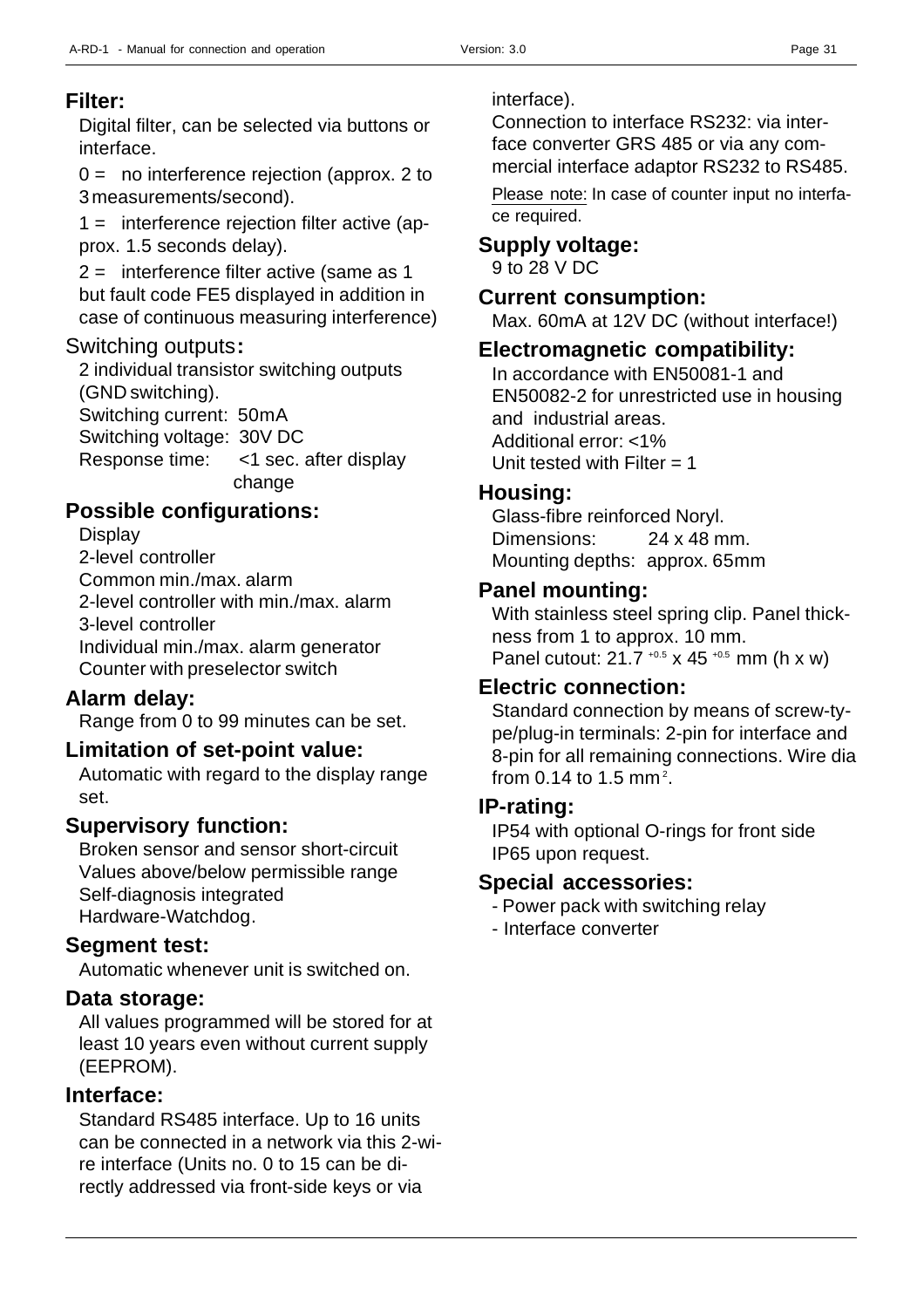## Filter:

Digital filter, can be selected via buttons or interface.

0 = no interference rejection (approx. 2 to 3 measurements/second).

1 = interference rejection filter active (approx. 1.5 seconds delay).

2 = interference filter active (same as 1 but fault code FE5 displayed in addition in case of continuous measuring interference)

## Switching outputs:

2 individual transistor switching outputs (GND switching).
Switching current: 50mA
Switching voltage: 30V DC
Response time: <1 sec. after display change

## Possible configurations:

Display
2-level controller
Common min./max. alarm
2-level controller with min./max. alarm
3-level controller
Individual min./max. alarm generator
Counter with preselector switch

## Alarm delay:

Range from 0 to 99 minutes can be set.

## Limitation of set-point value:

Automatic with regard to the display range set.

## Supervisory function:

Broken sensor and sensor short-circuit
Values above/below permissible range
Self-diagnosis integrated
Hardware-Watchdog.

## Segment test:

Automatic whenever unit is switched on.

## Data storage:

All values programmed will be stored for at least 10 years even without current supply (EEPROM).

## Interface:

Standard RS485 interface. Up to 16 units can be connected in a network via this 2-wire interface (Units no. 0 to 15 can be directly addressed via front-side keys or via interface).

Connection to interface RS232: via interface converter GRS 485 or via any commercial interface adaptor RS232 to RS485.

Please note: In case of counter input no interface required.

## Supply voltage:

9 to 28 V DC

## Current consumption:

Max. 60mA at 12V DC (without interface!)

## Electromagnetic compatibility:

In accordance with EN50081-1 and EN50082-2 for unrestricted use in housing and industrial areas.
Additional error: <1%
Unit tested with Filter = 1

## Housing:

Glass-fibre reinforced Noryl.
Dimensions: 24 x 48 mm.
Mounting depths: approx. 65mm

## Panel mounting:

With stainless steel spring clip. Panel thickness from 1 to approx. 10 mm.
Panel cutout: $21.7^{+0.5}$ x $45^{+0.5}$ mm (h x w)

## Electric connection:

Standard connection by means of screw-type/plug-in terminals: 2-pin for interface and 8-pin for all remaining connections. Wire dia from 0.14 to 1.5 $mm^2$.

## IP-rating:

IP54 with optional O-rings for front side
IP65 upon request.

## Special accessories:

- Power pack with switching relay
- Interface converter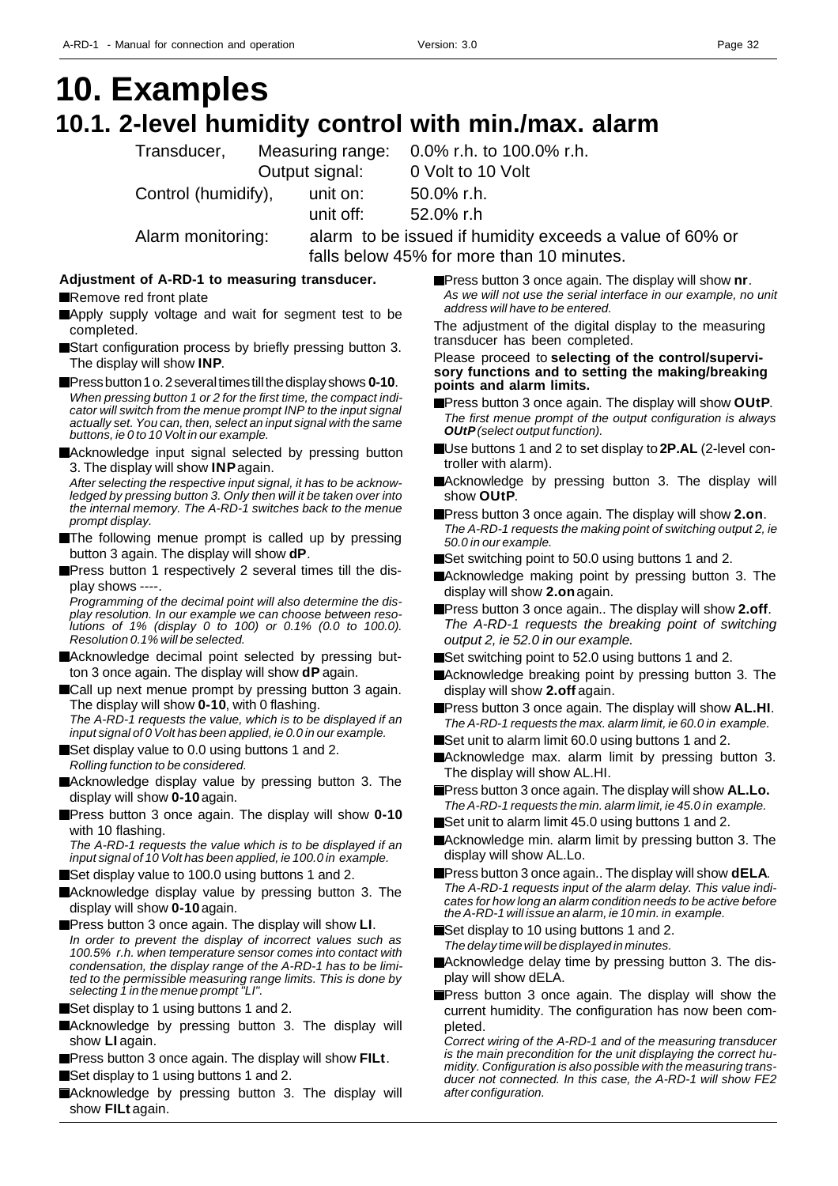# 10. Examples

## 10.1. 2-level humidity control with min./max. alarm

| | | |
|---|---|---|
| Transducer, | Measuring range: | 0.0% r.h. to 100.0% r.h. |
| | Output signal: | 0 Volt to 10 Volt |
| Control (humidify), | unit on: | 50.0% r.h. |
| | unit off: | 52.0% r.h |
| Alarm monitoring: | alarm to be issued if humidity exceeds a value of 60% or falls below 45% for more than 10 minutes. | |

**Adjustment of A-RD-1 to measuring transducer.**

- Remove red front plate
- Apply supply voltage and wait for segment test to be completed.
- Start configuration process by briefly pressing button 3. The display will show **INP**.
- Press button 1 o. 2 several times till the display shows **0-10**.
  *When pressing button 1 or 2 for the first time, the compact indicator will switch from the menue prompt INP to the input signal actually set. You can, then, select an input signal with the same buttons, ie 0 to 10 Volt in our example.*
- Acknowledge input signal selected by pressing button 3. The display will show **INP** again.
  *After selecting the respective input signal, it has to be acknowledged by pressing button 3. Only then will it be taken over into the internal memory. The A-RD-1 switches back to the menue prompt display.*
- The following menue prompt is called up by pressing button 3 again. The display will show **dP**.
- Press button 1 respectively 2 several times till the display shows ----.
  *Programming of the decimal point will also determine the display resolution. In our example we can choose between resolutions of 1% (display 0 to 100) or 0.1% (0.0 to 100.0). Resolution 0.1% will be selected.*
- Acknowledge decimal point selected by pressing button 3 once again. The display will show **dP** again.
- Call up next menue prompt by pressing button 3 again. The display will show **0-10**, with 0 flashing.
  *The A-RD-1 requests the value, which is to be displayed if an input signal of 0 Volt has been applied, ie 0.0 in our example.*
- Set display value to 0.0 using buttons 1 and 2.
  *Rolling function to be considered.*
- Acknowledge display value by pressing button 3. The display will show **0-10** again.
- Press button 3 once again. The display will show **0-10** with 10 flashing.
  *The A-RD-1 requests the value which is to be displayed if an input signal of 10 Volt has been applied, ie 100.0 in example.*
- Set display value to 100.0 using buttons 1 and 2.
- Acknowledge display value by pressing button 3. The display will show **0-10** again.
- Press button 3 once again. The display will show **LI**.
  *In order to prevent the display of incorrect values such as 100.5% r.h. when temperature sensor comes into contact with condensation, the display range of the A-RD-1 has to be limited to the permissible measuring range limits. This is done by selecting 1 in the menue prompt "LI".*
- Set display to 1 using buttons 1 and 2.
- Acknowledge by pressing button 3. The display will show **LI** again.
- Press button 3 once again. The display will show **FILt**.
- Set display to 1 using buttons 1 and 2.
- Acknowledge by pressing button 3. The display will show **FILt** again.
- Press button 3 once again. The display will show **nr**.
  *As we will not use the serial interface in our example, no unit address will have to be entered.*

The adjustment of the digital display to the measuring transducer has been completed.

Please proceed to **selecting of the control/supervisory functions and to setting the making/breaking points and alarm limits.**

- Press button 3 once again. The display will show **OUtP**.
  *The first menue prompt of the output configuration is always **OUtP** (select output function).*
- Use buttons 1 and 2 to set display to **2P.AL** (2-level controller with alarm).
- Acknowledge by pressing button 3. The display will show **OUtP**.
- Press button 3 once again. The display will show **2.on**.
  *The A-RD-1 requests the making point of switching output 2, ie 50.0 in our example.*
- Set switching point to 50.0 using buttons 1 and 2.
- Acknowledge making point by pressing button 3. The display will show **2.on** again.
- Press button 3 once again.. The display will show **2.off**.
  *The A-RD-1 requests the breaking point of switching output 2, ie 52.0 in our example.*
- Set switching point to 52.0 using buttons 1 and 2.
- Acknowledge breaking point by pressing button 3. The display will show **2.off** again.
- Press button 3 once again. The display will show **AL.HI**.
  *The A-RD-1 requests the max. alarm limit, ie 60.0 in example.*
- Set unit to alarm limit 60.0 using buttons 1 and 2.
- Acknowledge max. alarm limit by pressing button 3. The display will show AL.HI.
- Press button 3 once again. The display will show **AL.Lo.**
  *The A-RD-1 requests the min. alarm limit, ie 45.0 in example.*
- Set unit to alarm limit 45.0 using buttons 1 and 2.
- Acknowledge min. alarm limit by pressing button 3. The display will show AL.Lo.
- Press button 3 once again.. The display will show **dELA**.
  *The A-RD-1 requests input of the alarm delay. This value indicates for how long an alarm condition needs to be active before the A-RD-1 will issue an alarm, ie 10 min. in example.*
- Set display to 10 using buttons 1 and 2.
  *The delay time will be displayed in minutes.*
- Acknowledge delay time by pressing button 3. The display will show dELA.
- Press button 3 once again. The display will show the current humidity. The configuration has now been completed.
  *Correct wiring of the A-RD-1 and of the measuring transducer is the main precondition for the unit displaying the correct humidity. Configuration is also possible with the measuring transducer not connected. In this case, the A-RD-1 will show FE2 after configuration.*